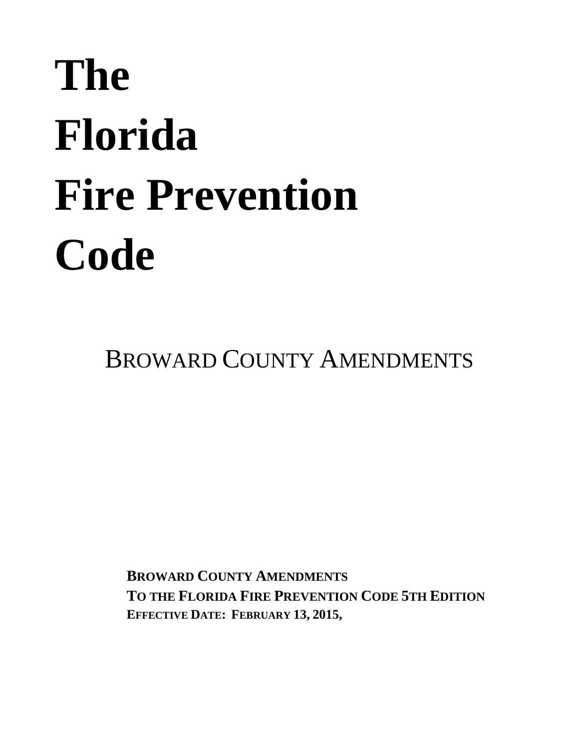# The Florida Fire Prevention Code

## BROWARD COUNTY AMENDMENTS

**BROWARD COUNTY AMENDMENTS**
**TO THE FLORIDA FIRE PREVENTION CODE 5TH EDITION**
**EFFECTIVE DATE: FEBRUARY 13, 2015,**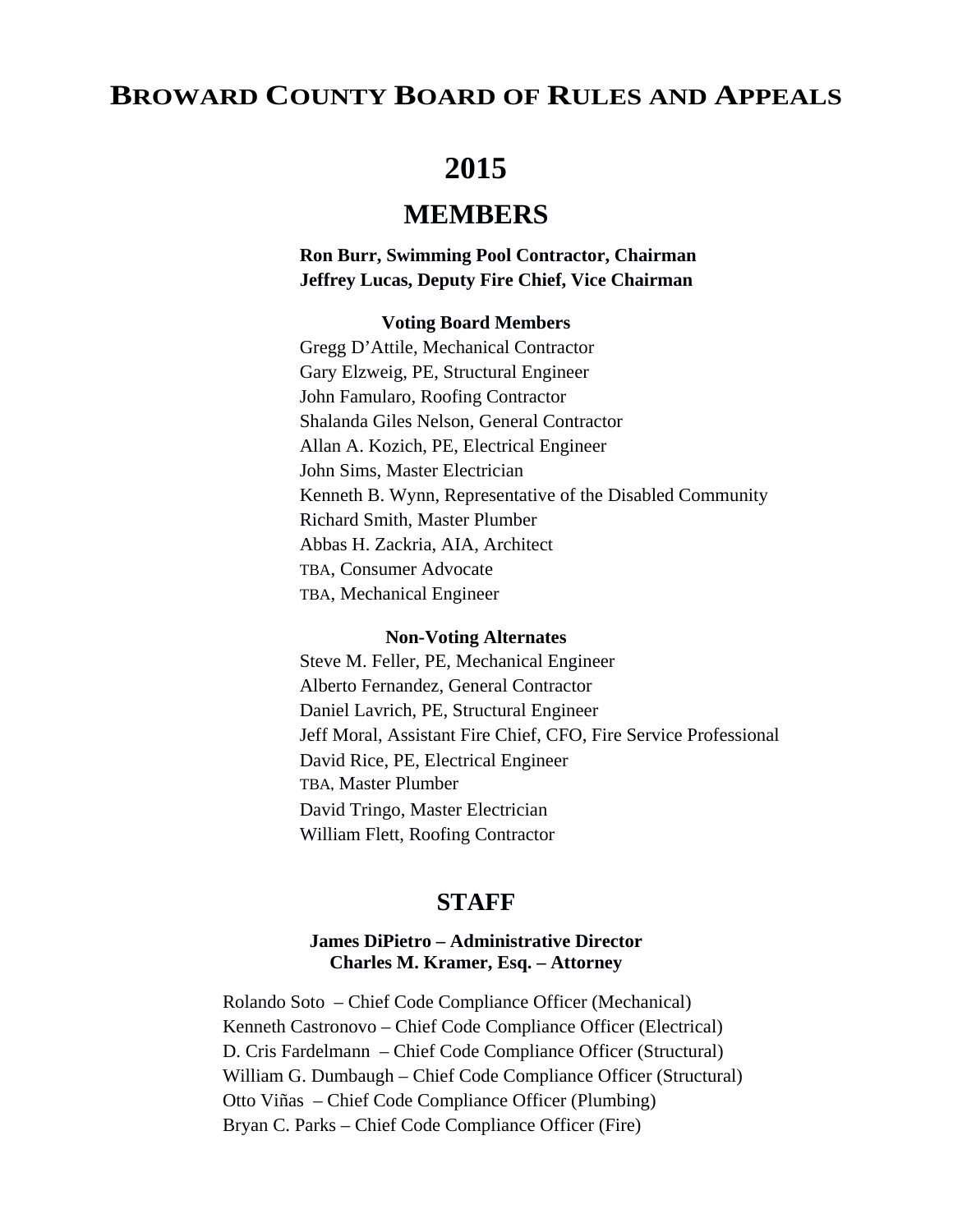# BROWARD COUNTY BOARD OF RULES AND APPEALS

# 2015

## MEMBERS

**Ron Burr, Swimming Pool Contractor, Chairman**
**Jeffrey Lucas, Deputy Fire Chief, Vice Chairman**

**Voting Board Members**

Gregg D'Attile, Mechanical Contractor
Gary Elzweig, PE, Structural Engineer
John Famularo, Roofing Contractor
Shalanda Giles Nelson, General Contractor
Allan A. Kozich, PE, Electrical Engineer
John Sims, Master Electrician
Kenneth B. Wynn, Representative of the Disabled Community
Richard Smith, Master Plumber
Abbas H. Zackria, AIA, Architect
TBA, Consumer Advocate
TBA, Mechanical Engineer

**Non-Voting Alternates**

Steve M. Feller, PE, Mechanical Engineer
Alberto Fernandez, General Contractor
Daniel Lavrich, PE, Structural Engineer
Jeff Moral, Assistant Fire Chief, CFO, Fire Service Professional
David Rice, PE, Electrical Engineer
TBA, Master Plumber
David Tringo, Master Electrician
William Flett, Roofing Contractor

## STAFF

**James DiPietro – Administrative Director**
**Charles M. Kramer, Esq. – Attorney**

Rolando Soto – Chief Code Compliance Officer (Mechanical)
Kenneth Castronovo – Chief Code Compliance Officer (Electrical)
D. Cris Fardelmann – Chief Code Compliance Officer (Structural)
William G. Dumbaugh – Chief Code Compliance Officer (Structural)
Otto Viñas – Chief Code Compliance Officer (Plumbing)
Bryan C. Parks – Chief Code Compliance Officer (Fire)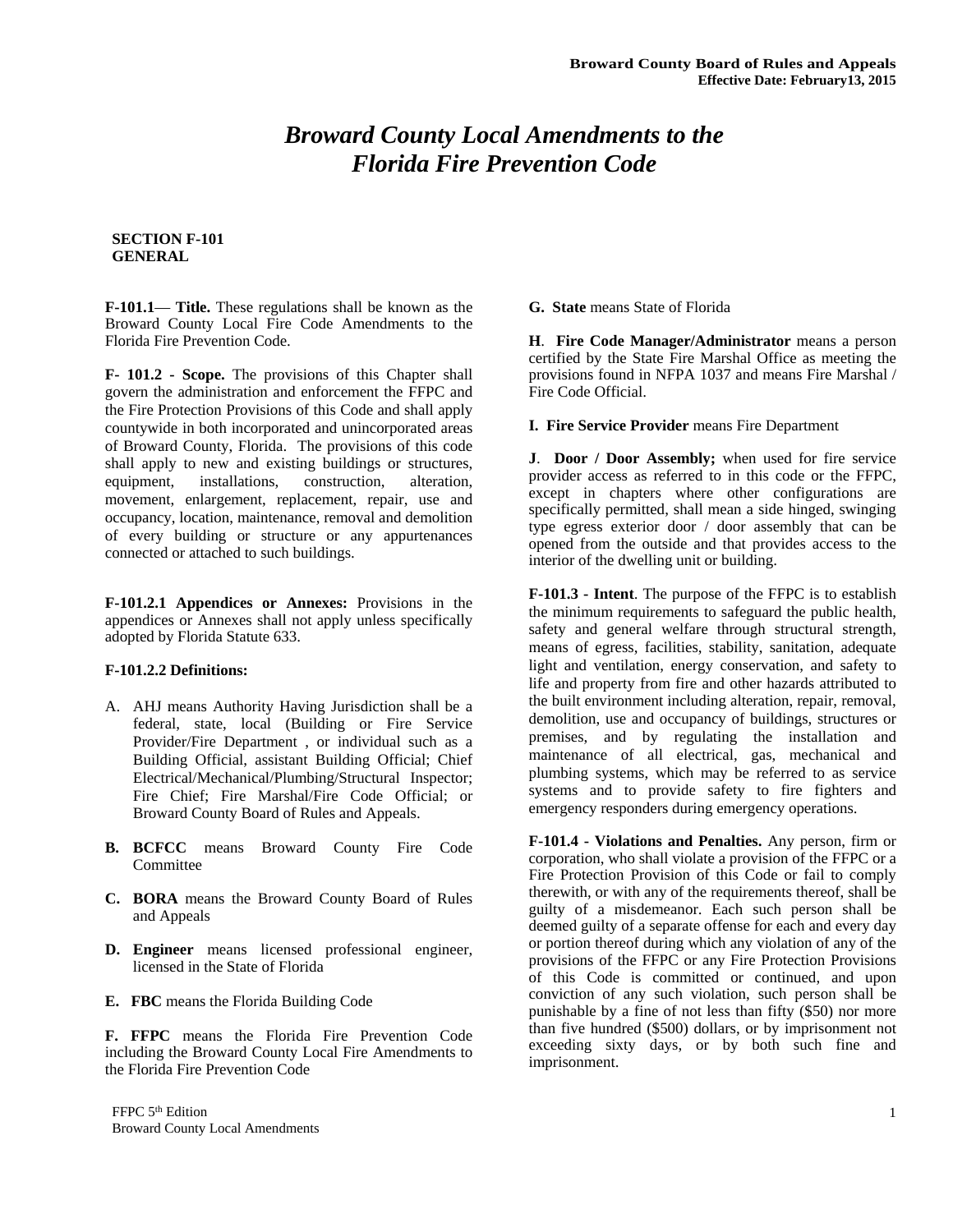# *Broward County Local Amendments to the Florida Fire Prevention Code*

**SECTION F-101**
**GENERAL**

**F-101.1— Title.** These regulations shall be known as the Broward County Local Fire Code Amendments to the Florida Fire Prevention Code.

**F- 101.2 - Scope.** The provisions of this Chapter shall govern the administration and enforcement the FFPC and the Fire Protection Provisions of this Code and shall apply countywide in both incorporated and unincorporated areas of Broward County, Florida. The provisions of this code shall apply to new and existing buildings or structures, equipment, installations, construction, alteration, movement, enlargement, replacement, repair, use and occupancy, location, maintenance, removal and demolition of every building or structure or any appurtenances connected or attached to such buildings.

**F-101.2.1 Appendices or Annexes:** Provisions in the appendices or Annexes shall not apply unless specifically adopted by Florida Statute 633.

**F-101.2.2 Definitions:**

A. AHJ means Authority Having Jurisdiction shall be a federal, state, local (Building or Fire Service Provider/Fire Department , or individual such as a Building Official, assistant Building Official; Chief Electrical/Mechanical/Plumbing/Structural Inspector; Fire Chief; Fire Marshal/Fire Code Official; or Broward County Board of Rules and Appeals.

**B. BCFCC** means Broward County Fire Code Committee

**C. BORA** means the Broward County Board of Rules and Appeals

**D. Engineer** means licensed professional engineer, licensed in the State of Florida

**E. FBC** means the Florida Building Code

**F. FFPC** means the Florida Fire Prevention Code including the Broward County Local Fire Amendments to the Florida Fire Prevention Code

**G. State** means State of Florida

**H**. **Fire Code Manager/Administrator** means a person certified by the State Fire Marshal Office as meeting the provisions found in NFPA 1037 and means Fire Marshal / Fire Code Official.

**I. Fire Service Provider** means Fire Department

**J**. **Door / Door Assembly;** when used for fire service provider access as referred to in this code or the FFPC, except in chapters where other configurations are specifically permitted, shall mean a side hinged, swinging type egress exterior door / door assembly that can be opened from the outside and that provides access to the interior of the dwelling unit or building.

**F-101.3 - Intent**. The purpose of the FFPC is to establish the minimum requirements to safeguard the public health, safety and general welfare through structural strength, means of egress, facilities, stability, sanitation, adequate light and ventilation, energy conservation, and safety to life and property from fire and other hazards attributed to the built environment including alteration, repair, removal, demolition, use and occupancy of buildings, structures or premises, and by regulating the installation and maintenance of all electrical, gas, mechanical and plumbing systems, which may be referred to as service systems and to provide safety to fire fighters and emergency responders during emergency operations.

**F-101.4 - Violations and Penalties.** Any person, firm or corporation, who shall violate a provision of the FFPC or a Fire Protection Provision of this Code or fail to comply therewith, or with any of the requirements thereof, shall be guilty of a misdemeanor. Each such person shall be deemed guilty of a separate offense for each and every day or portion thereof during which any violation of any of the provisions of the FFPC or any Fire Protection Provisions of this Code is committed or continued, and upon conviction of any such violation, such person shall be punishable by a fine of not less than fifty ($50) nor more than five hundred ($500) dollars, or by imprisonment not exceeding sixty days, or by both such fine and imprisonment.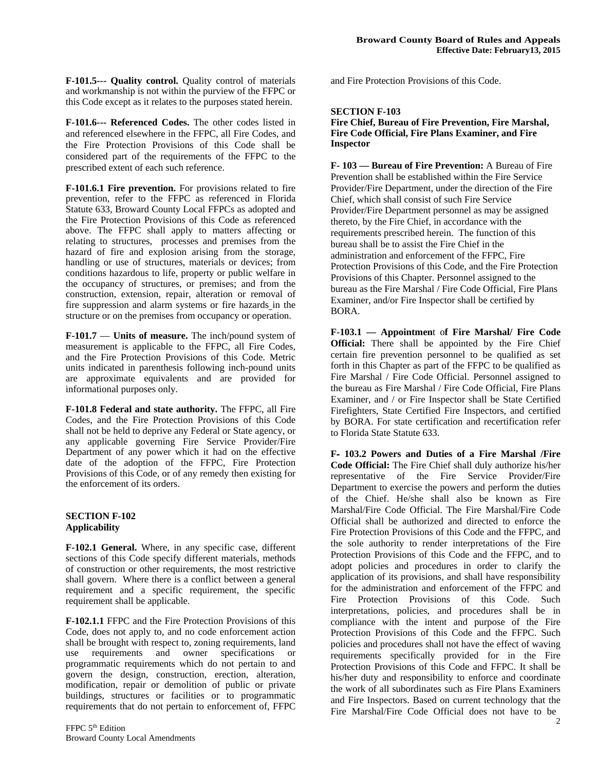**F-101.5--- Quality control.** Quality control of materials and workmanship is not within the purview of the FFPC or this Code except as it relates to the purposes stated herein.

**F-101.6--- Referenced Codes.** The other codes listed in and referenced elsewhere in the FFPC, all Fire Codes, and the Fire Protection Provisions of this Code shall be considered part of the requirements of the FFPC to the prescribed extent of each such reference.

**F-101.6.1 Fire prevention.** For provisions related to fire prevention, refer to the FFPC as referenced in Florida Statute 633, Broward County Local FFPCs as adopted and the Fire Protection Provisions of this Code as referenced above. The FFPC shall apply to matters affecting or relating to structures, processes and premises from the hazard of fire and explosion arising from the storage, handling or use of structures, materials or devices; from conditions hazardous to life, property or public welfare in the occupancy of structures, or premises; and from the construction, extension, repair, alteration or removal of fire suppression and alarm systems or fire hazards in the structure or on the premises from occupancy or operation.

**F-101.7 — Units of measure.** The inch/pound system of measurement is applicable to the FFPC, all Fire Codes, and the Fire Protection Provisions of this Code. Metric units indicated in parenthesis following inch-pound units are approximate equivalents and are provided for informational purposes only.

**F-101.8 Federal and state authority.** The FFPC, all Fire Codes, and the Fire Protection Provisions of this Code shall not be held to deprive any Federal or State agency, or any applicable governing Fire Service Provider/Fire Department of any power which it had on the effective date of the adoption of the FFPC, Fire Protection Provisions of this Code, or of any remedy then existing for the enforcement of its orders.

## SECTION F-102
## Applicability

**F-102.1 General.** Where, in any specific case, different sections of this Code specify different materials, methods of construction or other requirements, the most restrictive shall govern. Where there is a conflict between a general requirement and a specific requirement, the specific requirement shall be applicable.

**F-102.1.1** FFPC and the Fire Protection Provisions of this Code, does not apply to, and no code enforcement action shall be brought with respect to, zoning requirements, land use requirements and owner specifications or programmatic requirements which do not pertain to and govern the design, construction, erection, alteration, modification, repair or demolition of public or private buildings, structures or facilities or to programmatic requirements that do not pertain to enforcement of, FFPC and Fire Protection Provisions of this Code.

## SECTION F-103
## Fire Chief, Bureau of Fire Prevention, Fire Marshal, Fire Code Official, Fire Plans Examiner, and Fire Inspector

**F- 103 — Bureau of Fire Prevention:** A Bureau of Fire Prevention shall be established within the Fire Service Provider/Fire Department, under the direction of the Fire Chief, which shall consist of such Fire Service Provider/Fire Department personnel as may be assigned thereto, by the Fire Chief, in accordance with the requirements prescribed herein. The function of this bureau shall be to assist the Fire Chief in the administration and enforcement of the FFPC, Fire Protection Provisions of this Code, and the Fire Protection Provisions of this Chapter. Personnel assigned to the bureau as the Fire Marshal / Fire Code Official, Fire Plans Examiner, and/or Fire Inspector shall be certified by BORA.

**F-103.1 — Appointment of Fire Marshal/ Fire Code Official:** There shall be appointed by the Fire Chief certain fire prevention personnel to be qualified as set forth in this Chapter as part of the FFPC to be qualified as Fire Marshal / Fire Code Official. Personnel assigned to the bureau as Fire Marshal / Fire Code Official, Fire Plans Examiner, and / or Fire Inspector shall be State Certified Firefighters, State Certified Fire Inspectors, and certified by BORA. For state certification and recertification refer to Florida State Statute 633.

**F- 103.2 Powers and Duties of a Fire Marshal /Fire Code Official:** The Fire Chief shall duly authorize his/her representative of the Fire Service Provider/Fire Department to exercise the powers and perform the duties of the Chief. He/she shall also be known as Fire Marshal/Fire Code Official. The Fire Marshal/Fire Code Official shall be authorized and directed to enforce the Fire Protection Provisions of this Code and the FFPC, and the sole authority to render interpretations of the Fire Protection Provisions of this Code and the FFPC, and to adopt policies and procedures in order to clarify the application of its provisions, and shall have responsibility for the administration and enforcement of the FFPC and Fire Protection Provisions of this Code. Such interpretations, policies, and procedures shall be in compliance with the intent and purpose of the Fire Protection Provisions of this Code and the FFPC. Such policies and procedures shall not have the effect of waving requirements specifically provided for in the Fire Protection Provisions of this Code and FFPC. It shall be his/her duty and responsibility to enforce and coordinate the work of all subordinates such as Fire Plans Examiners and Fire Inspectors. Based on current technology that the Fire Marshal/Fire Code Official does not have to be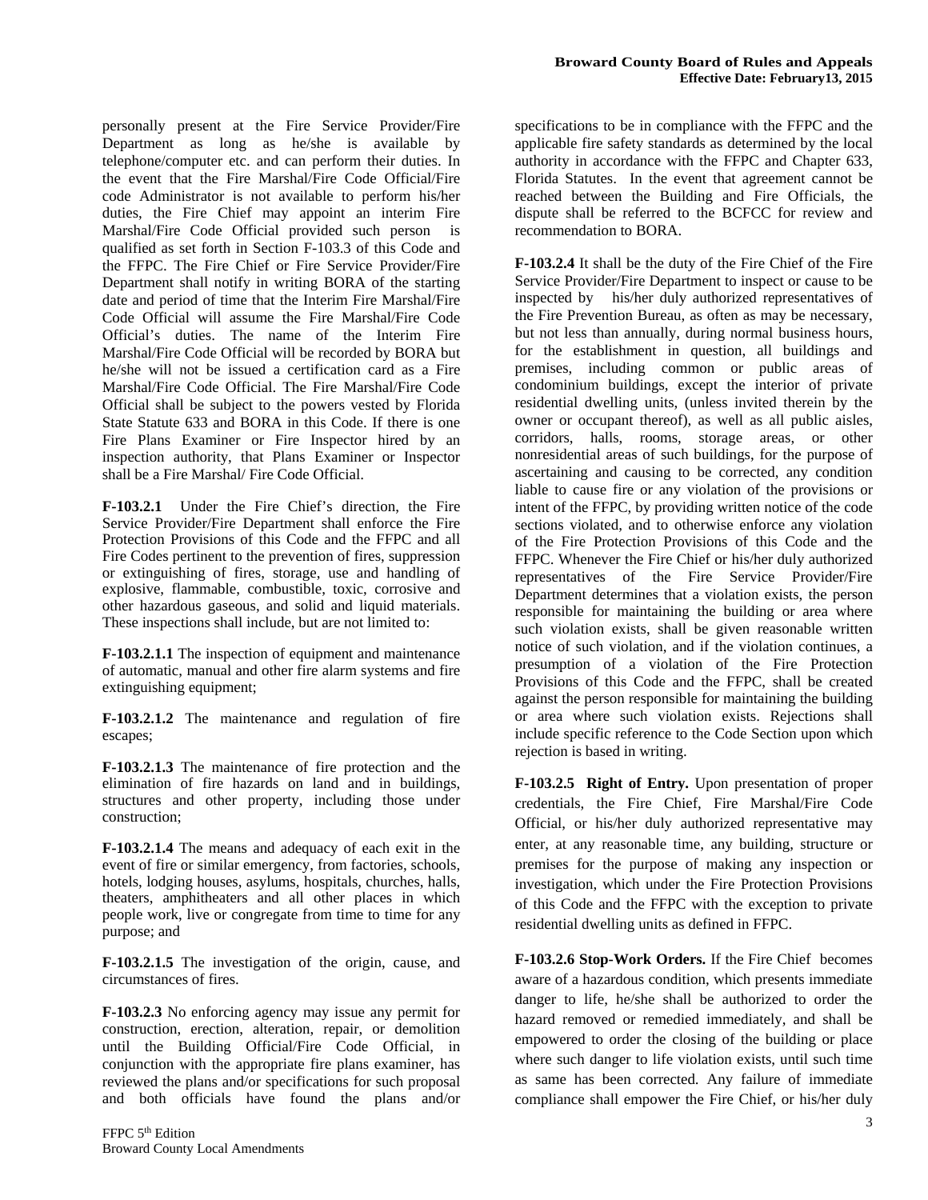personally present at the Fire Service Provider/Fire Department as long as he/she is available by telephone/computer etc. and can perform their duties. In the event that the Fire Marshal/Fire Code Official/Fire code Administrator is not available to perform his/her duties, the Fire Chief may appoint an interim Fire Marshal/Fire Code Official provided such person is qualified as set forth in Section F-103.3 of this Code and the FFPC. The Fire Chief or Fire Service Provider/Fire Department shall notify in writing BORA of the starting date and period of time that the Interim Fire Marshal/Fire Code Official will assume the Fire Marshal/Fire Code Official's duties. The name of the Interim Fire Marshal/Fire Code Official will be recorded by BORA but he/she will not be issued a certification card as a Fire Marshal/Fire Code Official. The Fire Marshal/Fire Code Official shall be subject to the powers vested by Florida State Statute 633 and BORA in this Code. If there is one Fire Plans Examiner or Fire Inspector hired by an inspection authority, that Plans Examiner or Inspector shall be a Fire Marshal/ Fire Code Official.

**F-103.2.1** Under the Fire Chief's direction, the Fire Service Provider/Fire Department shall enforce the Fire Protection Provisions of this Code and the FFPC and all Fire Codes pertinent to the prevention of fires, suppression or extinguishing of fires, storage, use and handling of explosive, flammable, combustible, toxic, corrosive and other hazardous gaseous, and solid and liquid materials. These inspections shall include, but are not limited to:

**F-103.2.1.1** The inspection of equipment and maintenance of automatic, manual and other fire alarm systems and fire extinguishing equipment;

**F-103.2.1.2** The maintenance and regulation of fire escapes;

**F-103.2.1.3** The maintenance of fire protection and the elimination of fire hazards on land and in buildings, structures and other property, including those under construction;

**F-103.2.1.4** The means and adequacy of each exit in the event of fire or similar emergency, from factories, schools, hotels, lodging houses, asylums, hospitals, churches, halls, theaters, amphitheaters and all other places in which people work, live or congregate from time to time for any purpose; and

**F-103.2.1.5** The investigation of the origin, cause, and circumstances of fires.

**F-103.2.3** No enforcing agency may issue any permit for construction, erection, alteration, repair, or demolition until the Building Official/Fire Code Official, in conjunction with the appropriate fire plans examiner, has reviewed the plans and/or specifications for such proposal and both officials have found the plans and/or specifications to be in compliance with the FFPC and the applicable fire safety standards as determined by the local authority in accordance with the FFPC and Chapter 633, Florida Statutes. In the event that agreement cannot be reached between the Building and Fire Officials, the dispute shall be referred to the BCFCC for review and recommendation to BORA.

**F-103.2.4** It shall be the duty of the Fire Chief of the Fire Service Provider/Fire Department to inspect or cause to be inspected by his/her duly authorized representatives of the Fire Prevention Bureau, as often as may be necessary, but not less than annually, during normal business hours, for the establishment in question, all buildings and premises, including common or public areas of condominium buildings, except the interior of private residential dwelling units, (unless invited therein by the owner or occupant thereof), as well as all public aisles, corridors, halls, rooms, storage areas, or other nonresidential areas of such buildings, for the purpose of ascertaining and causing to be corrected, any condition liable to cause fire or any violation of the provisions or intent of the FFPC, by providing written notice of the code sections violated, and to otherwise enforce any violation of the Fire Protection Provisions of this Code and the FFPC. Whenever the Fire Chief or his/her duly authorized representatives of the Fire Service Provider/Fire Department determines that a violation exists, the person responsible for maintaining the building or area where such violation exists, shall be given reasonable written notice of such violation, and if the violation continues, a presumption of a violation of the Fire Protection Provisions of this Code and the FFPC, shall be created against the person responsible for maintaining the building or area where such violation exists. Rejections shall include specific reference to the Code Section upon which rejection is based in writing.

**F-103.2.5 Right of Entry.** Upon presentation of proper credentials, the Fire Chief, Fire Marshal/Fire Code Official, or his/her duly authorized representative may enter, at any reasonable time, any building, structure or premises for the purpose of making any inspection or investigation, which under the Fire Protection Provisions of this Code and the FFPC with the exception to private residential dwelling units as defined in FFPC.

**F-103.2.6 Stop-Work Orders.** If the Fire Chief becomes aware of a hazardous condition, which presents immediate danger to life, he/she shall be authorized to order the hazard removed or remedied immediately, and shall be empowered to order the closing of the building or place where such danger to life violation exists, until such time as same has been corrected. Any failure of immediate compliance shall empower the Fire Chief, or his/her duly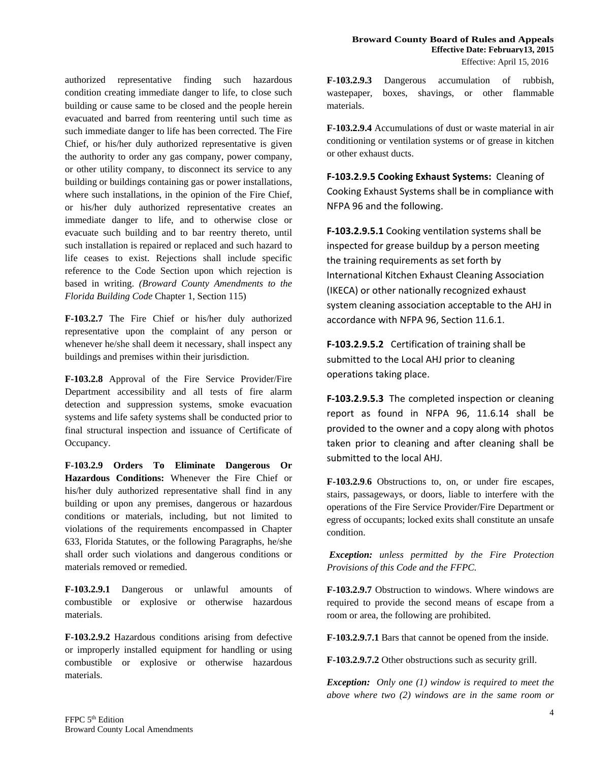authorized representative finding such hazardous condition creating immediate danger to life, to close such building or cause same to be closed and the people herein evacuated and barred from reentering until such time as such immediate danger to life has been corrected. The Fire Chief, or his/her duly authorized representative is given the authority to order any gas company, power company, or other utility company, to disconnect its service to any building or buildings containing gas or power installations, where such installations, in the opinion of the Fire Chief, or his/her duly authorized representative creates an immediate danger to life, and to otherwise close or evacuate such building and to bar reentry thereto, until such installation is repaired or replaced and such hazard to life ceases to exist. Rejections shall include specific reference to the Code Section upon which rejection is based in writing. *(Broward County Amendments to the Florida Building Code* Chapter 1, Section 115)

**F-103.2.7** The Fire Chief or his/her duly authorized representative upon the complaint of any person or whenever he/she shall deem it necessary, shall inspect any buildings and premises within their jurisdiction.

**F-103.2.8** Approval of the Fire Service Provider/Fire Department accessibility and all tests of fire alarm detection and suppression systems, smoke evacuation systems and life safety systems shall be conducted prior to final structural inspection and issuance of Certificate of Occupancy.

**F-103.2.9 Orders To Eliminate Dangerous Or Hazardous Conditions:** Whenever the Fire Chief or his/her duly authorized representative shall find in any building or upon any premises, dangerous or hazardous conditions or materials, including, but not limited to violations of the requirements encompassed in Chapter 633, Florida Statutes, or the following Paragraphs, he/she shall order such violations and dangerous conditions or materials removed or remedied.

**F-103.2.9.1** Dangerous or unlawful amounts of combustible or explosive or otherwise hazardous materials.

**F-103.2.9.2** Hazardous conditions arising from defective or improperly installed equipment for handling or using combustible or explosive or otherwise hazardous materials.

**F-103.2.9.3** Dangerous accumulation of rubbish, wastepaper, boxes, shavings, or other flammable materials.

**F-103.2.9.4** Accumulations of dust or waste material in air conditioning or ventilation systems or of grease in kitchen or other exhaust ducts.

**F-103.2.9.5 Cooking Exhaust Systems:** Cleaning of Cooking Exhaust Systems shall be in compliance with NFPA 96 and the following.

**F-103.2.9.5.1** Cooking ventilation systems shall be inspected for grease buildup by a person meeting the training requirements as set forth by International Kitchen Exhaust Cleaning Association (IKECA) or other nationally recognized exhaust system cleaning association acceptable to the AHJ in accordance with NFPA 96, Section 11.6.1.

**F-103.2.9.5.2** Certification of training shall be submitted to the Local AHJ prior to cleaning operations taking place.

**F-103.2.9.5.3** The completed inspection or cleaning report as found in NFPA 96, 11.6.14 shall be provided to the owner and a copy along with photos taken prior to cleaning and after cleaning shall be submitted to the local AHJ.

**F-103.2.9.6** Obstructions to, on, or under fire escapes, stairs, passageways, or doors, liable to interfere with the operations of the Fire Service Provider/Fire Department or egress of occupants; locked exits shall constitute an unsafe condition.

***Exception:*** *unless permitted by the Fire Protection Provisions of this Code and the FFPC.*

**F-103.2.9.7** Obstruction to windows. Where windows are required to provide the second means of escape from a room or area, the following are prohibited.

**F-103.2.9.7.1** Bars that cannot be opened from the inside.

**F-103.2.9.7.2** Other obstructions such as security grill.

***Exception:*** *Only one (1) window is required to meet the above where two (2) windows are in the same room or*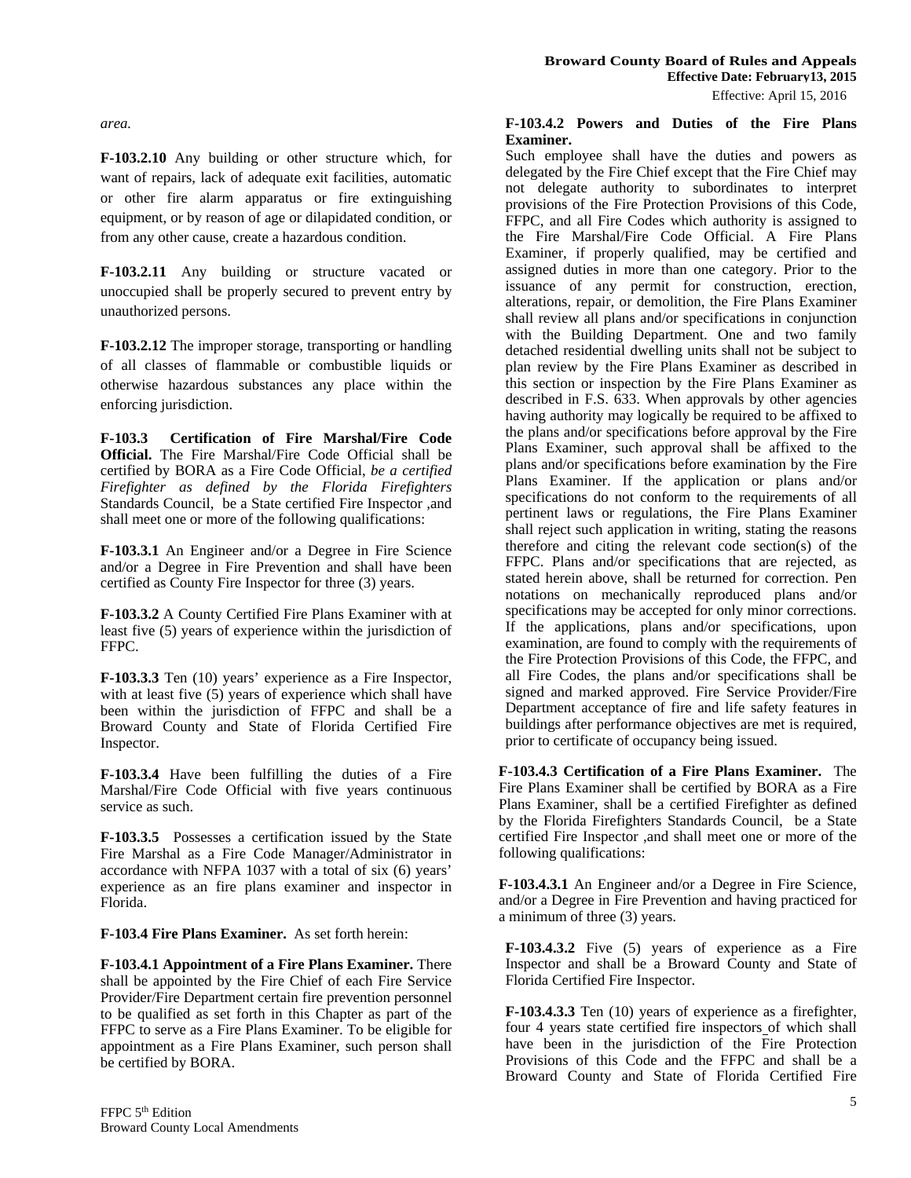*area.*

**F-103.2.10** Any building or other structure which, for want of repairs, lack of adequate exit facilities, automatic or other fire alarm apparatus or fire extinguishing equipment, or by reason of age or dilapidated condition, or from any other cause, create a hazardous condition.

**F-103.2.11** Any building or structure vacated or unoccupied shall be properly secured to prevent entry by unauthorized persons.

**F-103.2.12** The improper storage, transporting or handling of all classes of flammable or combustible liquids or otherwise hazardous substances any place within the enforcing jurisdiction.

**F-103.3 Certification of Fire Marshal/Fire Code Official.** The Fire Marshal/Fire Code Official shall be certified by BORA as a Fire Code Official, *be a certified Firefighter as defined by the Florida Firefighters* Standards Council, be a State certified Fire Inspector ,and shall meet one or more of the following qualifications:

**F-103.3.1** An Engineer and/or a Degree in Fire Science and/or a Degree in Fire Prevention and shall have been certified as County Fire Inspector for three (3) years.

**F-103.3.2** A County Certified Fire Plans Examiner with at least five (5) years of experience within the jurisdiction of FFPC.

**F-103.3.3** Ten (10) years' experience as a Fire Inspector, with at least five (5) years of experience which shall have been within the jurisdiction of FFPC and shall be a Broward County and State of Florida Certified Fire Inspector.

**F-103.3.4** Have been fulfilling the duties of a Fire Marshal/Fire Code Official with five years continuous service as such.

**F-103.3.5** Possesses a certification issued by the State Fire Marshal as a Fire Code Manager/Administrator in accordance with NFPA 1037 with a total of six (6) years' experience as an fire plans examiner and inspector in Florida.

**F-103.4 Fire Plans Examiner.** As set forth herein:

**F-103.4.1 Appointment of a Fire Plans Examiner.** There shall be appointed by the Fire Chief of each Fire Service Provider/Fire Department certain fire prevention personnel to be qualified as set forth in this Chapter as part of the FFPC to serve as a Fire Plans Examiner. To be eligible for appointment as a Fire Plans Examiner, such person shall be certified by BORA.

**F-103.4.2 Powers and Duties of the Fire Plans Examiner.**
Such employee shall have the duties and powers as delegated by the Fire Chief except that the Fire Chief may not delegate authority to subordinates to interpret provisions of the Fire Protection Provisions of this Code, FFPC, and all Fire Codes which authority is assigned to the Fire Marshal/Fire Code Official. A Fire Plans Examiner, if properly qualified, may be certified and assigned duties in more than one category. Prior to the issuance of any permit for construction, erection, alterations, repair, or demolition, the Fire Plans Examiner shall review all plans and/or specifications in conjunction with the Building Department. One and two family detached residential dwelling units shall not be subject to plan review by the Fire Plans Examiner as described in this section or inspection by the Fire Plans Examiner as described in F.S. 633. When approvals by other agencies having authority may logically be required to be affixed to the plans and/or specifications before approval by the Fire Plans Examiner, such approval shall be affixed to the plans and/or specifications before examination by the Fire Plans Examiner. If the application or plans and/or specifications do not conform to the requirements of all pertinent laws or regulations, the Fire Plans Examiner shall reject such application in writing, stating the reasons therefore and citing the relevant code section(s) of the FFPC. Plans and/or specifications that are rejected, as stated herein above, shall be returned for correction. Pen notations on mechanically reproduced plans and/or specifications may be accepted for only minor corrections. If the applications, plans and/or specifications, upon examination, are found to comply with the requirements of the Fire Protection Provisions of this Code, the FFPC, and all Fire Codes, the plans and/or specifications shall be signed and marked approved. Fire Service Provider/Fire Department acceptance of fire and life safety features in buildings after performance objectives are met is required, prior to certificate of occupancy being issued.

**F-103.4.3 Certification of a Fire Plans Examiner.** The Fire Plans Examiner shall be certified by BORA as a Fire Plans Examiner, shall be a certified Firefighter as defined by the Florida Firefighters Standards Council, be a State certified Fire Inspector ,and shall meet one or more of the following qualifications:

**F-103.4.3.1** An Engineer and/or a Degree in Fire Science, and/or a Degree in Fire Prevention and having practiced for a minimum of three (3) years.

**F-103.4.3.2** Five (5) years of experience as a Fire Inspector and shall be a Broward County and State of Florida Certified Fire Inspector.

**F-103.4.3.3** Ten (10) years of experience as a firefighter, four 4 years state certified fire inspectors of which shall have been in the jurisdiction of the Fire Protection Provisions of this Code and the FFPC and shall be a Broward County and State of Florida Certified Fire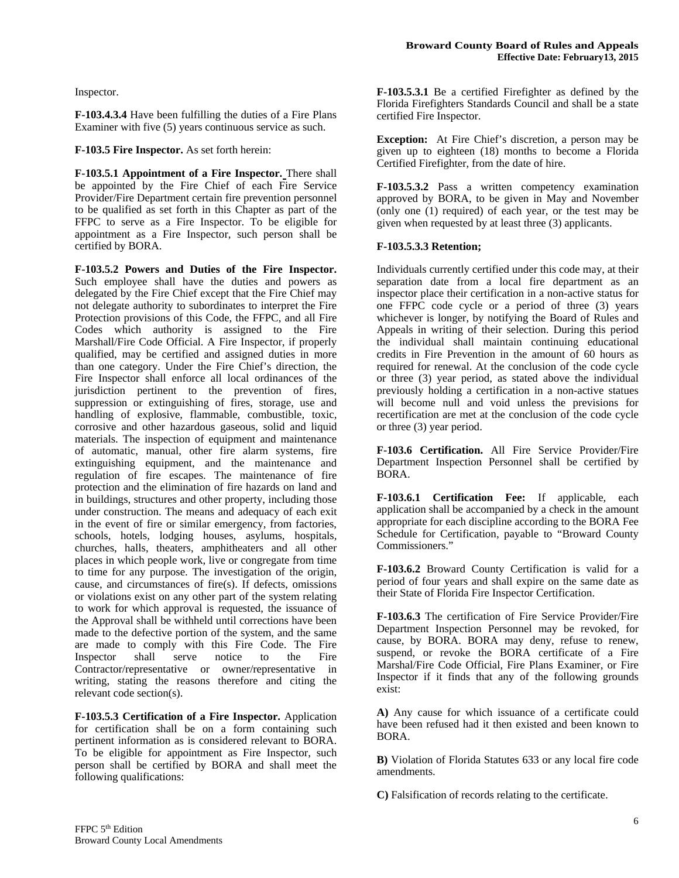Inspector.

**F-103.4.3.4** Have been fulfilling the duties of a Fire Plans Examiner with five (5) years continuous service as such.

**F-103.5 Fire Inspector.** As set forth herein:

**F-103.5.1 Appointment of a Fire Inspector.** There shall be appointed by the Fire Chief of each Fire Service Provider/Fire Department certain fire prevention personnel to be qualified as set forth in this Chapter as part of the FFPC to serve as a Fire Inspector. To be eligible for appointment as a Fire Inspector, such person shall be certified by BORA.

**F-103.5.2 Powers and Duties of the Fire Inspector.** Such employee shall have the duties and powers as delegated by the Fire Chief except that the Fire Chief may not delegate authority to subordinates to interpret the Fire Protection provisions of this Code, the FFPC, and all Fire Codes which authority is assigned to the Fire Marshall/Fire Code Official. A Fire Inspector, if properly qualified, may be certified and assigned duties in more than one category. Under the Fire Chief's direction, the Fire Inspector shall enforce all local ordinances of the jurisdiction pertinent to the prevention of fires, suppression or extinguishing of fires, storage, use and handling of explosive, flammable, combustible, toxic, corrosive and other hazardous gaseous, solid and liquid materials. The inspection of equipment and maintenance of automatic, manual, other fire alarm systems, fire extinguishing equipment, and the maintenance and regulation of fire escapes. The maintenance of fire protection and the elimination of fire hazards on land and in buildings, structures and other property, including those under construction. The means and adequacy of each exit in the event of fire or similar emergency, from factories, schools, hotels, lodging houses, asylums, hospitals, churches, halls, theaters, amphitheaters and all other places in which people work, live or congregate from time to time for any purpose. The investigation of the origin, cause, and circumstances of fire(s). If defects, omissions or violations exist on any other part of the system relating to work for which approval is requested, the issuance of the Approval shall be withheld until corrections have been made to the defective portion of the system, and the same are made to comply with this Fire Code. The Fire Inspector shall serve notice to the Fire Contractor/representative or owner/representative in writing, stating the reasons therefore and citing the relevant code section(s).

**F-103.5.3 Certification of a Fire Inspector.** Application for certification shall be on a form containing such pertinent information as is considered relevant to BORA. To be eligible for appointment as Fire Inspector, such person shall be certified by BORA and shall meet the following qualifications:

**F-103.5.3.1** Be a certified Firefighter as defined by the Florida Firefighters Standards Council and shall be a state certified Fire Inspector.

**Exception:** At Fire Chief's discretion, a person may be given up to eighteen (18) months to become a Florida Certified Firefighter, from the date of hire.

**F-103.5.3.2** Pass a written competency examination approved by BORA, to be given in May and November (only one (1) required) of each year, or the test may be given when requested by at least three (3) applicants.

**F-103.5.3.3 Retention;**

Individuals currently certified under this code may, at their separation date from a local fire department as an inspector place their certification in a non-active status for one FFPC code cycle or a period of three (3) years whichever is longer, by notifying the Board of Rules and Appeals in writing of their selection. During this period the individual shall maintain continuing educational credits in Fire Prevention in the amount of 60 hours as required for renewal. At the conclusion of the code cycle or three (3) year period, as stated above the individual previously holding a certification in a non-active statues will become null and void unless the previsions for recertification are met at the conclusion of the code cycle or three (3) year period.

**F-103.6 Certification.** All Fire Service Provider/Fire Department Inspection Personnel shall be certified by BORA.

**F-103.6.1 Certification Fee:** If applicable, each application shall be accompanied by a check in the amount appropriate for each discipline according to the BORA Fee Schedule for Certification, payable to "Broward County Commissioners."

**F-103.6.2** Broward County Certification is valid for a period of four years and shall expire on the same date as their State of Florida Fire Inspector Certification.

**F-103.6.3** The certification of Fire Service Provider/Fire Department Inspection Personnel may be revoked, for cause, by BORA. BORA may deny, refuse to renew, suspend, or revoke the BORA certificate of a Fire Marshal/Fire Code Official, Fire Plans Examiner, or Fire Inspector if it finds that any of the following grounds exist:

**A)** Any cause for which issuance of a certificate could have been refused had it then existed and been known to BORA.

**B)** Violation of Florida Statutes 633 or any local fire code amendments.

**C)** Falsification of records relating to the certificate.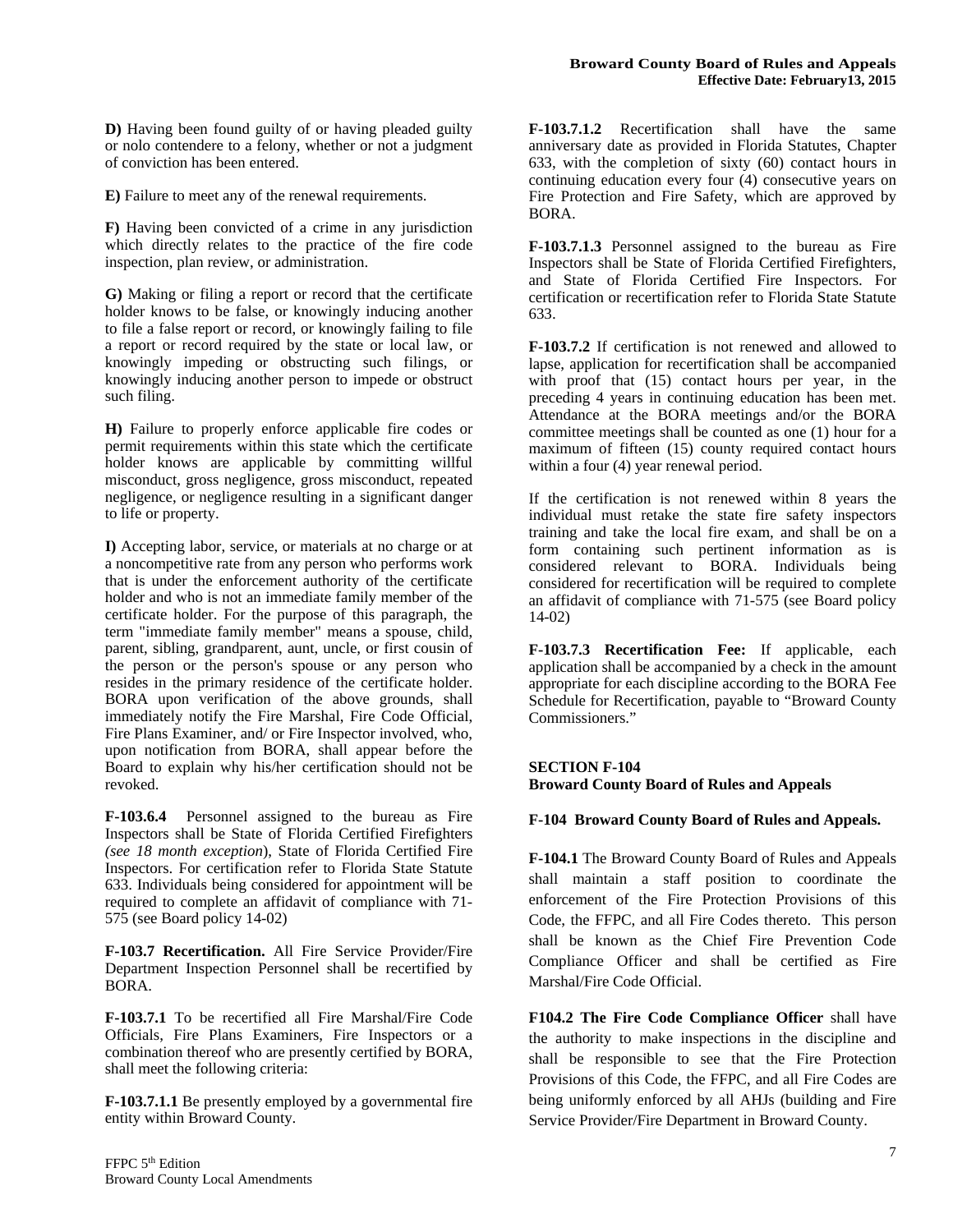**D)** Having been found guilty of or having pleaded guilty or nolo contendere to a felony, whether or not a judgment of conviction has been entered.

**E)** Failure to meet any of the renewal requirements.

**F)** Having been convicted of a crime in any jurisdiction which directly relates to the practice of the fire code inspection, plan review, or administration.

**G)** Making or filing a report or record that the certificate holder knows to be false, or knowingly inducing another to file a false report or record, or knowingly failing to file a report or record required by the state or local law, or knowingly impeding or obstructing such filings, or knowingly inducing another person to impede or obstruct such filing.

**H)** Failure to properly enforce applicable fire codes or permit requirements within this state which the certificate holder knows are applicable by committing willful misconduct, gross negligence, gross misconduct, repeated negligence, or negligence resulting in a significant danger to life or property.

**I)** Accepting labor, service, or materials at no charge or at a noncompetitive rate from any person who performs work that is under the enforcement authority of the certificate holder and who is not an immediate family member of the certificate holder. For the purpose of this paragraph, the term "immediate family member" means a spouse, child, parent, sibling, grandparent, aunt, uncle, or first cousin of the person or the person's spouse or any person who resides in the primary residence of the certificate holder. BORA upon verification of the above grounds, shall immediately notify the Fire Marshal, Fire Code Official, Fire Plans Examiner, and/ or Fire Inspector involved, who, upon notification from BORA, shall appear before the Board to explain why his/her certification should not be revoked.

**F-103.6.4** Personnel assigned to the bureau as Fire Inspectors shall be State of Florida Certified Firefighters *(see 18 month exception*), State of Florida Certified Fire Inspectors. For certification refer to Florida State Statute 633. Individuals being considered for appointment will be required to complete an affidavit of compliance with 71-575 (see Board policy 14-02)

**F-103.7 Recertification.** All Fire Service Provider/Fire Department Inspection Personnel shall be recertified by BORA.

**F-103.7.1** To be recertified all Fire Marshal/Fire Code Officials, Fire Plans Examiners, Fire Inspectors or a combination thereof who are presently certified by BORA, shall meet the following criteria:

**F-103.7.1.1** Be presently employed by a governmental fire entity within Broward County.

**F-103.7.1.2** Recertification shall have the same anniversary date as provided in Florida Statutes, Chapter 633, with the completion of sixty (60) contact hours in continuing education every four (4) consecutive years on Fire Protection and Fire Safety, which are approved by BORA.

**F-103.7.1.3** Personnel assigned to the bureau as Fire Inspectors shall be State of Florida Certified Firefighters, and State of Florida Certified Fire Inspectors. For certification or recertification refer to Florida State Statute 633.

**F-103.7.2** If certification is not renewed and allowed to lapse, application for recertification shall be accompanied with proof that (15) contact hours per year, in the preceding 4 years in continuing education has been met. Attendance at the BORA meetings and/or the BORA committee meetings shall be counted as one (1) hour for a maximum of fifteen (15) county required contact hours within a four (4) year renewal period.

If the certification is not renewed within 8 years the individual must retake the state fire safety inspectors training and take the local fire exam, and shall be on a form containing such pertinent information as is considered relevant to BORA. Individuals being considered for recertification will be required to complete an affidavit of compliance with 71-575 (see Board policy 14-02)

**F-103.7.3 Recertification Fee:** If applicable, each application shall be accompanied by a check in the amount appropriate for each discipline according to the BORA Fee Schedule for Recertification, payable to "Broward County Commissioners."

## SECTION F-104
## Broward County Board of Rules and Appeals

**F-104 Broward County Board of Rules and Appeals.**

**F-104.1** The Broward County Board of Rules and Appeals shall maintain a staff position to coordinate the enforcement of the Fire Protection Provisions of this Code, the FFPC, and all Fire Codes thereto. This person shall be known as the Chief Fire Prevention Code Compliance Officer and shall be certified as Fire Marshal/Fire Code Official.

**F104.2 The Fire Code Compliance Officer** shall have the authority to make inspections in the discipline and shall be responsible to see that the Fire Protection Provisions of this Code, the FFPC, and all Fire Codes are being uniformly enforced by all AHJs (building and Fire Service Provider/Fire Department in Broward County.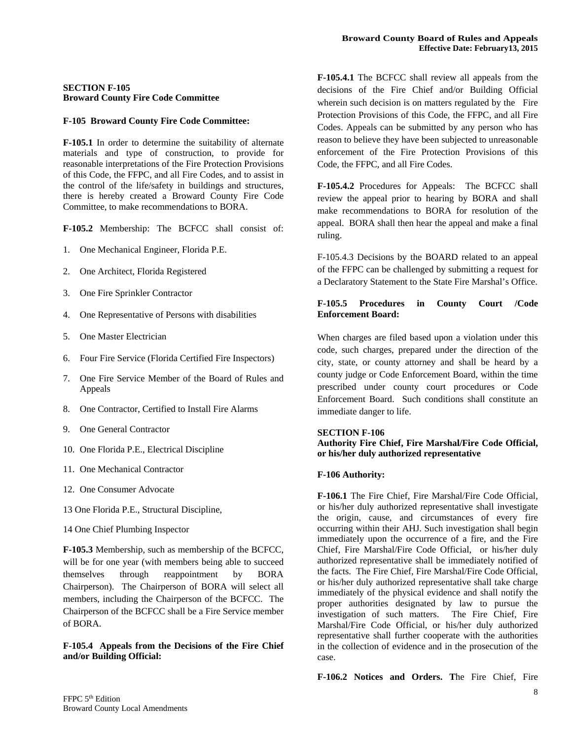**SECTION F-105**
**Broward County Fire Code Committee**

**F-105 Broward County Fire Code Committee:**

**F-105.1** In order to determine the suitability of alternate materials and type of construction, to provide for reasonable interpretations of the Fire Protection Provisions of this Code, the FFPC, and all Fire Codes, and to assist in the control of the life/safety in buildings and structures, there is hereby created a Broward County Fire Code Committee, to make recommendations to BORA.

**F-105.2** Membership: The BCFCC shall consist of:

1. One Mechanical Engineer, Florida P.E.
2. One Architect, Florida Registered
3. One Fire Sprinkler Contractor
4. One Representative of Persons with disabilities
5. One Master Electrician
6. Four Fire Service (Florida Certified Fire Inspectors)
7. One Fire Service Member of the Board of Rules and Appeals
8. One Contractor, Certified to Install Fire Alarms
9. One General Contractor
10. One Florida P.E., Electrical Discipline
11. One Mechanical Contractor
12. One Consumer Advocate

13 One Florida P.E., Structural Discipline,

14 One Chief Plumbing Inspector

**F-105.3** Membership, such as membership of the BCFCC, will be for one year (with members being able to succeed themselves through reappointment by BORA Chairperson). The Chairperson of BORA will select all members, including the Chairperson of the BCFCC. The Chairperson of the BCFCC shall be a Fire Service member of BORA.

**F-105.4 Appeals from the Decisions of the Fire Chief and/or Building Official:**

**F-105.4.1** The BCFCC shall review all appeals from the decisions of the Fire Chief and/or Building Official wherein such decision is on matters regulated by the Fire Protection Provisions of this Code, the FFPC, and all Fire Codes. Appeals can be submitted by any person who has reason to believe they have been subjected to unreasonable enforcement of the Fire Protection Provisions of this Code, the FFPC, and all Fire Codes.

**F-105.4.2** Procedures for Appeals: The BCFCC shall review the appeal prior to hearing by BORA and shall make recommendations to BORA for resolution of the appeal. BORA shall then hear the appeal and make a final ruling.

F-105.4.3 Decisions by the BOARD related to an appeal of the FFPC can be challenged by submitting a request for a Declaratory Statement to the State Fire Marshal's Office.

**F-105.5 Procedures in County Court /Code Enforcement Board:**

When charges are filed based upon a violation under this code, such charges, prepared under the direction of the city, state, or county attorney and shall be heard by a county judge or Code Enforcement Board, within the time prescribed under county court procedures or Code Enforcement Board. Such conditions shall constitute an immediate danger to life.

**SECTION F-106**
**Authority Fire Chief, Fire Marshal/Fire Code Official, or his/her duly authorized representative**

**F-106 Authority:**

**F-106.1** The Fire Chief, Fire Marshal/Fire Code Official, or his/her duly authorized representative shall investigate the origin, cause, and circumstances of every fire occurring within their AHJ. Such investigation shall begin immediately upon the occurrence of a fire, and the Fire Chief, Fire Marshal/Fire Code Official, or his/her duly authorized representative shall be immediately notified of the facts. The Fire Chief, Fire Marshal/Fire Code Official, or his/her duly authorized representative shall take charge immediately of the physical evidence and shall notify the proper authorities designated by law to pursue the investigation of such matters. The Fire Chief, Fire Marshal/Fire Code Official, or his/her duly authorized representative shall further cooperate with the authorities in the collection of evidence and in the prosecution of the case.

**F-106.2 Notices and Orders. T**he Fire Chief, Fire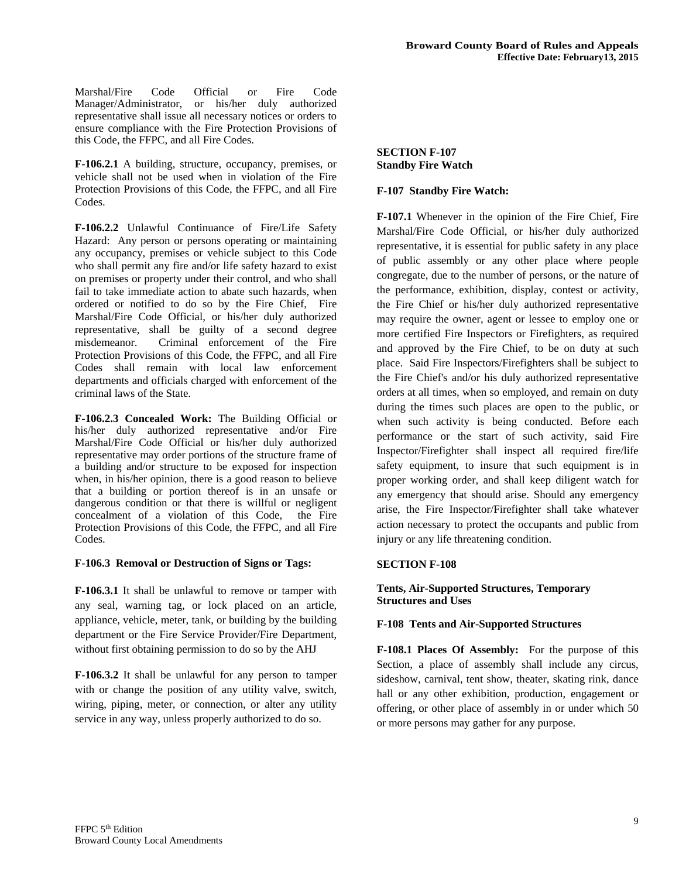Marshal/Fire Code Official or Fire Code Manager/Administrator, or his/her duly authorized representative shall issue all necessary notices or orders to ensure compliance with the Fire Protection Provisions of this Code, the FFPC, and all Fire Codes.

**F-106.2.1** A building, structure, occupancy, premises, or vehicle shall not be used when in violation of the Fire Protection Provisions of this Code, the FFPC, and all Fire Codes.

**F-106.2.2** Unlawful Continuance of Fire/Life Safety Hazard: Any person or persons operating or maintaining any occupancy, premises or vehicle subject to this Code who shall permit any fire and/or life safety hazard to exist on premises or property under their control, and who shall fail to take immediate action to abate such hazards, when ordered or notified to do so by the Fire Chief, Fire Marshal/Fire Code Official, or his/her duly authorized representative, shall be guilty of a second degree misdemeanor. Criminal enforcement of the Fire Protection Provisions of this Code, the FFPC, and all Fire Codes shall remain with local law enforcement departments and officials charged with enforcement of the criminal laws of the State.

**F-106.2.3 Concealed Work:** The Building Official or his/her duly authorized representative and/or Fire Marshal/Fire Code Official or his/her duly authorized representative may order portions of the structure frame of a building and/or structure to be exposed for inspection when, in his/her opinion, there is a good reason to believe that a building or portion thereof is in an unsafe or dangerous condition or that there is willful or negligent concealment of a violation of this Code, the Fire Protection Provisions of this Code, the FFPC, and all Fire Codes.

**F-106.3 Removal or Destruction of Signs or Tags:**

**F-106.3.1** It shall be unlawful to remove or tamper with any seal, warning tag, or lock placed on an article, appliance, vehicle, meter, tank, or building by the building department or the Fire Service Provider/Fire Department, without first obtaining permission to do so by the AHJ

**F-106.3.2** It shall be unlawful for any person to tamper with or change the position of any utility valve, switch, wiring, piping, meter, or connection, or alter any utility service in any way, unless properly authorized to do so.

## SECTION F-107
## Standby Fire Watch

**F-107 Standby Fire Watch:**

**F-107.1** Whenever in the opinion of the Fire Chief, Fire Marshal/Fire Code Official, or his/her duly authorized representative, it is essential for public safety in any place of public assembly or any other place where people congregate, due to the number of persons, or the nature of the performance, exhibition, display, contest or activity, the Fire Chief or his/her duly authorized representative may require the owner, agent or lessee to employ one or more certified Fire Inspectors or Firefighters, as required and approved by the Fire Chief, to be on duty at such place. Said Fire Inspectors/Firefighters shall be subject to the Fire Chief's and/or his duly authorized representative orders at all times, when so employed, and remain on duty during the times such places are open to the public, or when such activity is being conducted. Before each performance or the start of such activity, said Fire Inspector/Firefighter shall inspect all required fire/life safety equipment, to insure that such equipment is in proper working order, and shall keep diligent watch for any emergency that should arise. Should any emergency arise, the Fire Inspector/Firefighter shall take whatever action necessary to protect the occupants and public from injury or any life threatening condition.

## SECTION F-108

## Tents, Air-Supported Structures, Temporary Structures and Uses

**F-108 Tents and Air-Supported Structures**

**F-108.1 Places Of Assembly:** For the purpose of this Section, a place of assembly shall include any circus, sideshow, carnival, tent show, theater, skating rink, dance hall or any other exhibition, production, engagement or offering, or other place of assembly in or under which 50 or more persons may gather for any purpose.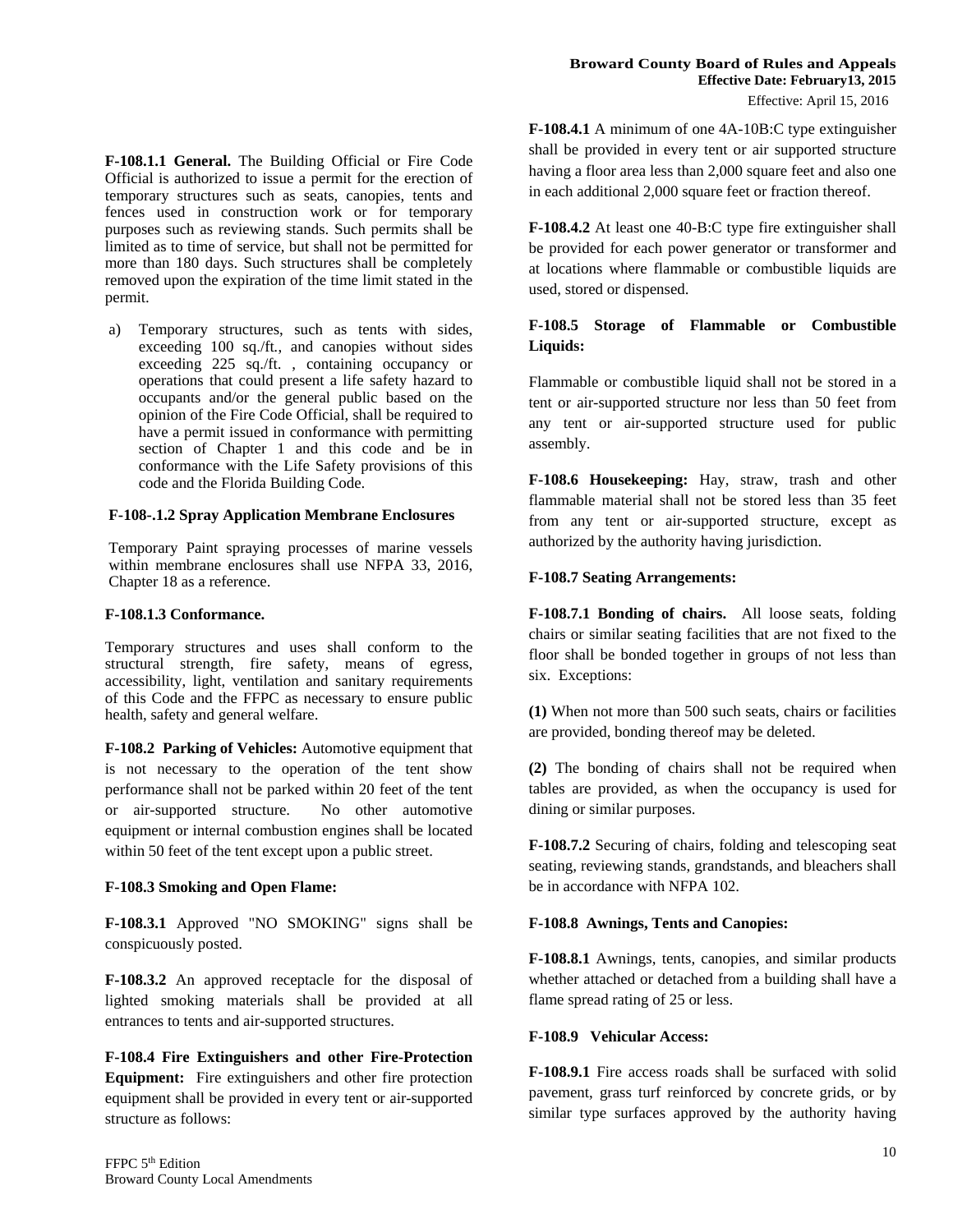**F-108.1.1 General.** The Building Official or Fire Code Official is authorized to issue a permit for the erection of temporary structures such as seats, canopies, tents and fences used in construction work or for temporary purposes such as reviewing stands. Such permits shall be limited as to time of service, but shall not be permitted for more than 180 days. Such structures shall be completely removed upon the expiration of the time limit stated in the permit.

a) Temporary structures, such as tents with sides, exceeding 100 sq./ft., and canopies without sides exceeding 225 sq./ft. , containing occupancy or operations that could present a life safety hazard to occupants and/or the general public based on the opinion of the Fire Code Official, shall be required to have a permit issued in conformance with permitting section of Chapter 1 and this code and be in conformance with the Life Safety provisions of this code and the Florida Building Code.

**F-108-.1.2 Spray Application Membrane Enclosures**

Temporary Paint spraying processes of marine vessels within membrane enclosures shall use NFPA 33, 2016, Chapter 18 as a reference.

**F-108.1.3 Conformance.**

Temporary structures and uses shall conform to the structural strength, fire safety, means of egress, accessibility, light, ventilation and sanitary requirements of this Code and the FFPC as necessary to ensure public health, safety and general welfare.

**F-108.2 Parking of Vehicles:** Automotive equipment that is not necessary to the operation of the tent show performance shall not be parked within 20 feet of the tent or air-supported structure. No other automotive equipment or internal combustion engines shall be located within 50 feet of the tent except upon a public street.

**F-108.3 Smoking and Open Flame:**

**F-108.3.1** Approved "NO SMOKING" signs shall be conspicuously posted.

**F-108.3.2** An approved receptacle for the disposal of lighted smoking materials shall be provided at all entrances to tents and air-supported structures.

**F-108.4 Fire Extinguishers and other Fire-Protection Equipment:** Fire extinguishers and other fire protection equipment shall be provided in every tent or air-supported structure as follows:

**F-108.4.1** A minimum of one 4A-10B:C type extinguisher shall be provided in every tent or air supported structure having a floor area less than 2,000 square feet and also one in each additional 2,000 square feet or fraction thereof.

**F-108.4.2** At least one 40-B:C type fire extinguisher shall be provided for each power generator or transformer and at locations where flammable or combustible liquids are used, stored or dispensed.

**F-108.5 Storage of Flammable or Combustible Liquids:**

Flammable or combustible liquid shall not be stored in a tent or air-supported structure nor less than 50 feet from any tent or air-supported structure used for public assembly.

**F-108.6 Housekeeping:** Hay, straw, trash and other flammable material shall not be stored less than 35 feet from any tent or air-supported structure, except as authorized by the authority having jurisdiction.

**F-108.7 Seating Arrangements:**

**F-108.7.1 Bonding of chairs.** All loose seats, folding chairs or similar seating facilities that are not fixed to the floor shall be bonded together in groups of not less than six. Exceptions:

**(1)** When not more than 500 such seats, chairs or facilities are provided, bonding thereof may be deleted.

**(2)** The bonding of chairs shall not be required when tables are provided, as when the occupancy is used for dining or similar purposes.

**F-108.7.2** Securing of chairs, folding and telescoping seat seating, reviewing stands, grandstands, and bleachers shall be in accordance with NFPA 102.

**F-108.8 Awnings, Tents and Canopies:**

**F-108.8.1** Awnings, tents, canopies, and similar products whether attached or detached from a building shall have a flame spread rating of 25 or less.

**F-108.9 Vehicular Access:**

**F-108.9.1** Fire access roads shall be surfaced with solid pavement, grass turf reinforced by concrete grids, or by similar type surfaces approved by the authority having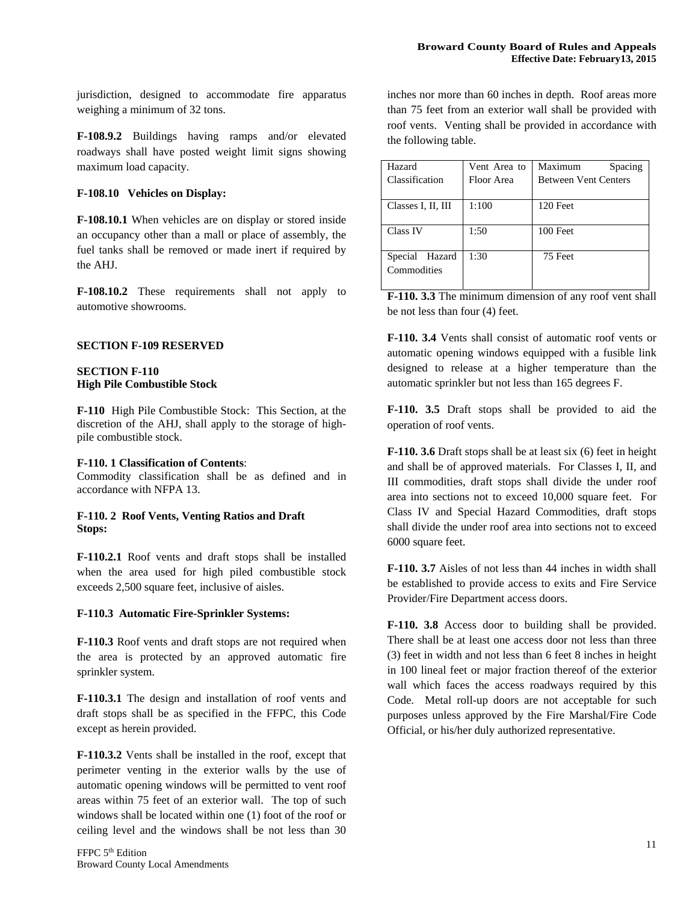jurisdiction, designed to accommodate fire apparatus weighing a minimum of 32 tons.

**F-108.9.2** Buildings having ramps and/or elevated roadways shall have posted weight limit signs showing maximum load capacity.

**F-108.10 Vehicles on Display:**

**F-108.10.1** When vehicles are on display or stored inside an occupancy other than a mall or place of assembly, the fuel tanks shall be removed or made inert if required by the AHJ.

**F-108.10.2** These requirements shall not apply to automotive showrooms.

**SECTION F-109 RESERVED**

**SECTION F-110**
**High Pile Combustible Stock**

**F-110** High Pile Combustible Stock: This Section, at the discretion of the AHJ, shall apply to the storage of high-pile combustible stock.

**F-110. 1 Classification of Contents**:
Commodity classification shall be as defined and in accordance with NFPA 13.

**F-110. 2 Roof Vents, Venting Ratios and Draft Stops:**

**F-110.2.1** Roof vents and draft stops shall be installed when the area used for high piled combustible stock exceeds 2,500 square feet, inclusive of aisles.

**F-110.3 Automatic Fire-Sprinkler Systems:**

**F-110.3** Roof vents and draft stops are not required when the area is protected by an approved automatic fire sprinkler system.

**F-110.3.1** The design and installation of roof vents and draft stops shall be as specified in the FFPC, this Code except as herein provided.

**F-110.3.2** Vents shall be installed in the roof, except that perimeter venting in the exterior walls by the use of automatic opening windows will be permitted to vent roof areas within 75 feet of an exterior wall. The top of such windows shall be located within one (1) foot of the roof or ceiling level and the windows shall be not less than 30 inches nor more than 60 inches in depth. Roof areas more than 75 feet from an exterior wall shall be provided with roof vents. Venting shall be provided in accordance with the following table.

| Hazard Classification | Vent Area to Floor Area | Maximum Spacing Between Vent Centers |
|---|---|---|
| Classes I, II, III | 1:100 | 120 Feet |
| Class IV | 1:50 | 100 Feet |
| Special Hazard Commodities | 1:30 | 75 Feet |

**F-110. 3.3** The minimum dimension of any roof vent shall be not less than four (4) feet.

**F-110. 3.4** Vents shall consist of automatic roof vents or automatic opening windows equipped with a fusible link designed to release at a higher temperature than the automatic sprinkler but not less than 165 degrees F.

**F-110. 3.5** Draft stops shall be provided to aid the operation of roof vents.

**F-110. 3.6** Draft stops shall be at least six (6) feet in height and shall be of approved materials. For Classes I, II, and III commodities, draft stops shall divide the under roof area into sections not to exceed 10,000 square feet. For Class IV and Special Hazard Commodities, draft stops shall divide the under roof area into sections not to exceed 6000 square feet.

**F-110. 3.7** Aisles of not less than 44 inches in width shall be established to provide access to exits and Fire Service Provider/Fire Department access doors.

**F-110. 3.8** Access door to building shall be provided. There shall be at least one access door not less than three (3) feet in width and not less than 6 feet 8 inches in height in 100 lineal feet or major fraction thereof of the exterior wall which faces the access roadways required by this Code. Metal roll-up doors are not acceptable for such purposes unless approved by the Fire Marshal/Fire Code Official, or his/her duly authorized representative.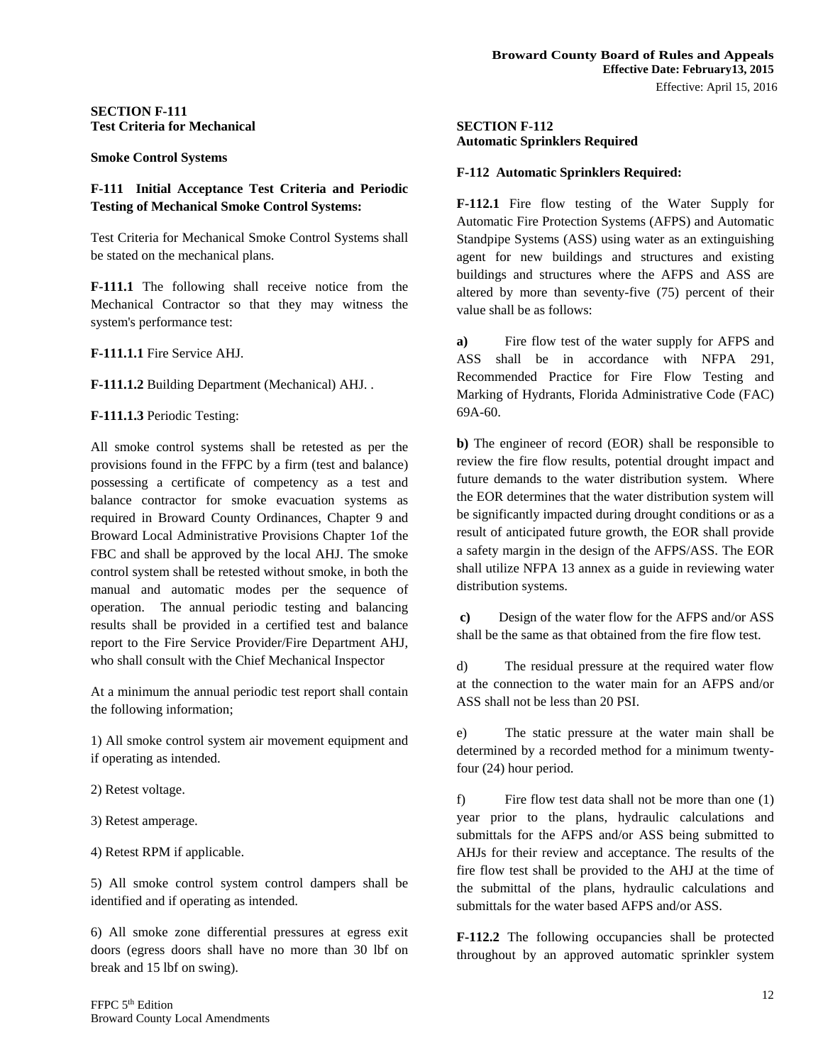## SECTION F-111
## Test Criteria for Mechanical

**Smoke Control Systems**

**F-111 Initial Acceptance Test Criteria and Periodic Testing of Mechanical Smoke Control Systems:**

Test Criteria for Mechanical Smoke Control Systems shall be stated on the mechanical plans.

**F-111.1** The following shall receive notice from the Mechanical Contractor so that they may witness the system's performance test:

**F-111.1.1** Fire Service AHJ.

**F-111.1.2** Building Department (Mechanical) AHJ. .

**F-111.1.3** Periodic Testing:

All smoke control systems shall be retested as per the provisions found in the FFPC by a firm (test and balance) possessing a certificate of competency as a test and balance contractor for smoke evacuation systems as required in Broward County Ordinances, Chapter 9 and Broward Local Administrative Provisions Chapter 1of the FBC and shall be approved by the local AHJ. The smoke control system shall be retested without smoke, in both the manual and automatic modes per the sequence of operation. The annual periodic testing and balancing results shall be provided in a certified test and balance report to the Fire Service Provider/Fire Department AHJ, who shall consult with the Chief Mechanical Inspector

At a minimum the annual periodic test report shall contain the following information;

1) All smoke control system air movement equipment and if operating as intended.

2) Retest voltage.

3) Retest amperage.

4) Retest RPM if applicable.

5) All smoke control system control dampers shall be identified and if operating as intended.

6) All smoke zone differential pressures at egress exit doors (egress doors shall have no more than 30 lbf on break and 15 lbf on swing).

## SECTION F-112
## Automatic Sprinklers Required

**F-112 Automatic Sprinklers Required:**

**F-112.1** Fire flow testing of the Water Supply for Automatic Fire Protection Systems (AFPS) and Automatic Standpipe Systems (ASS) using water as an extinguishing agent for new buildings and structures and existing buildings and structures where the AFPS and ASS are altered by more than seventy-five (75) percent of their value shall be as follows:

**a)** Fire flow test of the water supply for AFPS and ASS shall be in accordance with NFPA 291, Recommended Practice for Fire Flow Testing and Marking of Hydrants, Florida Administrative Code (FAC) 69A-60.

**b)** The engineer of record (EOR) shall be responsible to review the fire flow results, potential drought impact and future demands to the water distribution system. Where the EOR determines that the water distribution system will be significantly impacted during drought conditions or as a result of anticipated future growth, the EOR shall provide a safety margin in the design of the AFPS/ASS. The EOR shall utilize NFPA 13 annex as a guide in reviewing water distribution systems.

**c)** Design of the water flow for the AFPS and/or ASS shall be the same as that obtained from the fire flow test.

d) The residual pressure at the required water flow at the connection to the water main for an AFPS and/or ASS shall not be less than 20 PSI.

e) The static pressure at the water main shall be determined by a recorded method for a minimum twenty-four (24) hour period.

f) Fire flow test data shall not be more than one (1) year prior to the plans, hydraulic calculations and submittals for the AFPS and/or ASS being submitted to AHJs for their review and acceptance. The results of the fire flow test shall be provided to the AHJ at the time of the submittal of the plans, hydraulic calculations and submittals for the water based AFPS and/or ASS.

**F-112.2** The following occupancies shall be protected throughout by an approved automatic sprinkler system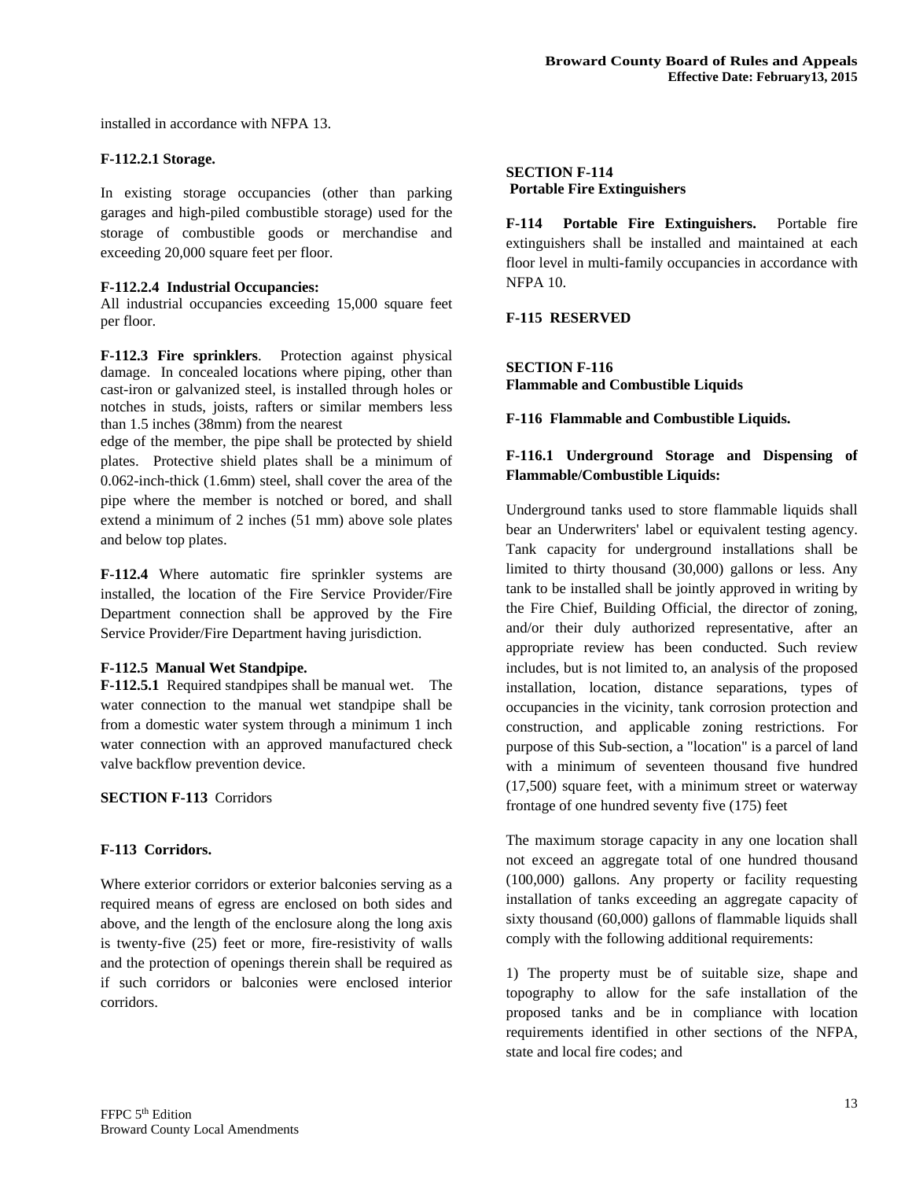installed in accordance with NFPA 13.

**F-112.2.1 Storage.**

In existing storage occupancies (other than parking garages and high-piled combustible storage) used for the storage of combustible goods or merchandise and exceeding 20,000 square feet per floor.

**F-112.2.4 Industrial Occupancies:**
All industrial occupancies exceeding 15,000 square feet per floor.

**F-112.3 Fire sprinklers**. Protection against physical damage. In concealed locations where piping, other than cast-iron or galvanized steel, is installed through holes or notches in studs, joists, rafters or similar members less than 1.5 inches (38mm) from the nearest edge of the member, the pipe shall be protected by shield plates. Protective shield plates shall be a minimum of 0.062-inch-thick (1.6mm) steel, shall cover the area of the pipe where the member is notched or bored, and shall extend a minimum of 2 inches (51 mm) above sole plates and below top plates.

**F-112.4** Where automatic fire sprinkler systems are installed, the location of the Fire Service Provider/Fire Department connection shall be approved by the Fire Service Provider/Fire Department having jurisdiction.

**F-112.5 Manual Wet Standpipe.**
**F-112.5.1** Required standpipes shall be manual wet. The water connection to the manual wet standpipe shall be from a domestic water system through a minimum 1 inch water connection with an approved manufactured check valve backflow prevention device.

**SECTION F-113** Corridors

**F-113 Corridors.**

Where exterior corridors or exterior balconies serving as a required means of egress are enclosed on both sides and above, and the length of the enclosure along the long axis is twenty-five (25) feet or more, fire-resistivity of walls and the protection of openings therein shall be required as if such corridors or balconies were enclosed interior corridors.

**SECTION F-114**
**Portable Fire Extinguishers**

**F-114 Portable Fire Extinguishers.** Portable fire extinguishers shall be installed and maintained at each floor level in multi-family occupancies in accordance with NFPA 10.

**F-115 RESERVED**

**SECTION F-116**
**Flammable and Combustible Liquids**

**F-116 Flammable and Combustible Liquids.**

**F-116.1 Underground Storage and Dispensing of Flammable/Combustible Liquids:**

Underground tanks used to store flammable liquids shall bear an Underwriters' label or equivalent testing agency. Tank capacity for underground installations shall be limited to thirty thousand (30,000) gallons or less. Any tank to be installed shall be jointly approved in writing by the Fire Chief, Building Official, the director of zoning, and/or their duly authorized representative, after an appropriate review has been conducted. Such review includes, but is not limited to, an analysis of the proposed installation, location, distance separations, types of occupancies in the vicinity, tank corrosion protection and construction, and applicable zoning restrictions. For purpose of this Sub-section, a "location" is a parcel of land with a minimum of seventeen thousand five hundred (17,500) square feet, with a minimum street or waterway frontage of one hundred seventy five (175) feet

The maximum storage capacity in any one location shall not exceed an aggregate total of one hundred thousand (100,000) gallons. Any property or facility requesting installation of tanks exceeding an aggregate capacity of sixty thousand (60,000) gallons of flammable liquids shall comply with the following additional requirements:

1) The property must be of suitable size, shape and topography to allow for the safe installation of the proposed tanks and be in compliance with location requirements identified in other sections of the NFPA, state and local fire codes; and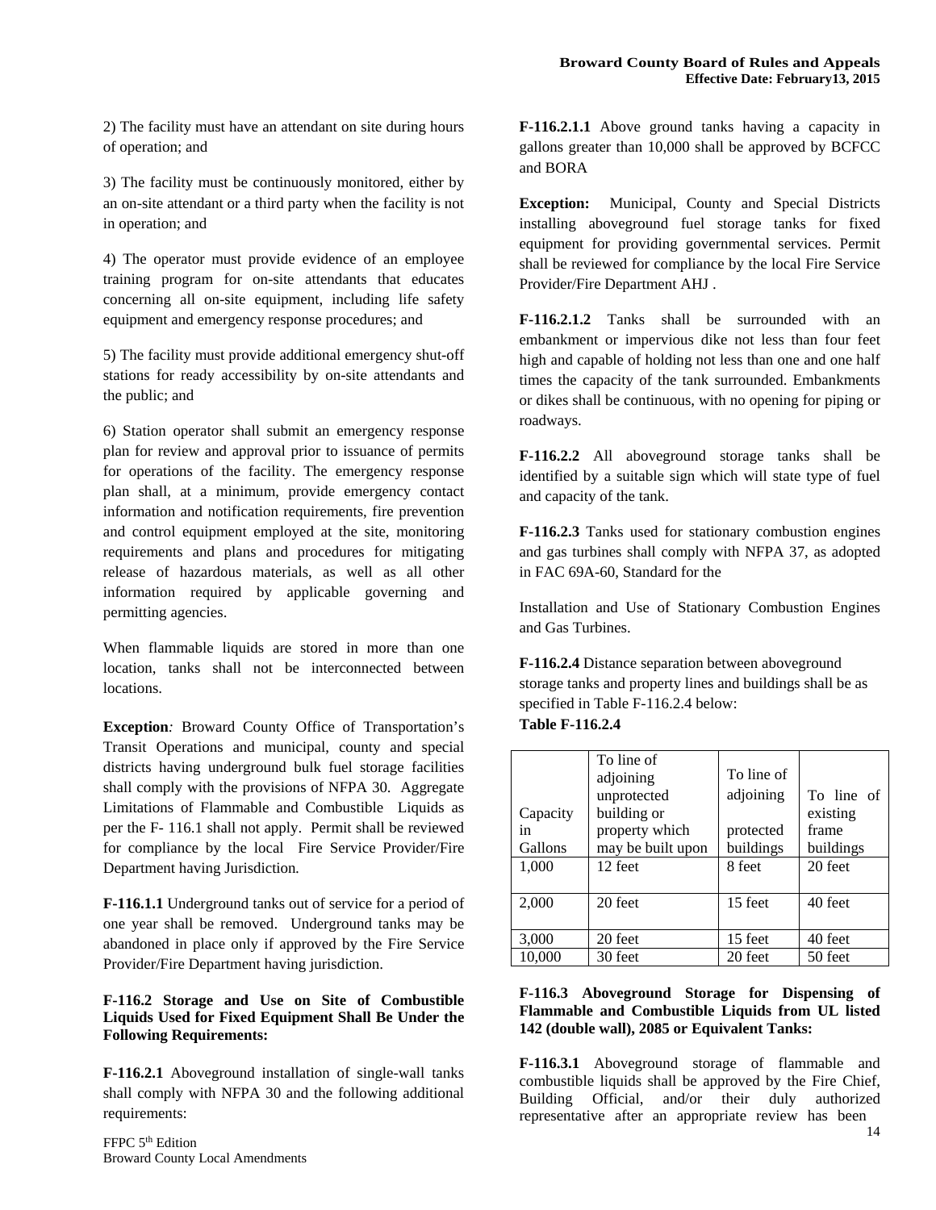2) The facility must have an attendant on site during hours of operation; and

3) The facility must be continuously monitored, either by an on-site attendant or a third party when the facility is not in operation; and

4) The operator must provide evidence of an employee training program for on-site attendants that educates concerning all on-site equipment, including life safety equipment and emergency response procedures; and

5) The facility must provide additional emergency shut-off stations for ready accessibility by on-site attendants and the public; and

6) Station operator shall submit an emergency response plan for review and approval prior to issuance of permits for operations of the facility. The emergency response plan shall, at a minimum, provide emergency contact information and notification requirements, fire prevention and control equipment employed at the site, monitoring requirements and plans and procedures for mitigating release of hazardous materials, as well as all other information required by applicable governing and permitting agencies.

When flammable liquids are stored in more than one location, tanks shall not be interconnected between locations.

**Exception***:* Broward County Office of Transportation's Transit Operations and municipal, county and special districts having underground bulk fuel storage facilities shall comply with the provisions of NFPA 30. Aggregate Limitations of Flammable and Combustible Liquids as per the F- 116.1 shall not apply. Permit shall be reviewed for compliance by the local Fire Service Provider/Fire Department having Jurisdiction*.*

**F-116.1.1** Underground tanks out of service for a period of one year shall be removed. Underground tanks may be abandoned in place only if approved by the Fire Service Provider/Fire Department having jurisdiction.

**F-116.2 Storage and Use on Site of Combustible Liquids Used for Fixed Equipment Shall Be Under the Following Requirements:**

**F-116.2.1** Aboveground installation of single-wall tanks shall comply with NFPA 30 and the following additional requirements:

**F-116.2.1.1** Above ground tanks having a capacity in gallons greater than 10,000 shall be approved by BCFCC and BORA

**Exception:** Municipal, County and Special Districts installing aboveground fuel storage tanks for fixed equipment for providing governmental services. Permit shall be reviewed for compliance by the local Fire Service Provider/Fire Department AHJ .

**F-116.2.1.2** Tanks shall be surrounded with an embankment or impervious dike not less than four feet high and capable of holding not less than one and one half times the capacity of the tank surrounded. Embankments or dikes shall be continuous, with no opening for piping or roadways.

**F-116.2.2** All aboveground storage tanks shall be identified by a suitable sign which will state type of fuel and capacity of the tank.

**F-116.2.3** Tanks used for stationary combustion engines and gas turbines shall comply with NFPA 37, as adopted in FAC 69A-60, Standard for the

Installation and Use of Stationary Combustion Engines and Gas Turbines.

**F-116.2.4** Distance separation between aboveground storage tanks and property lines and buildings shall be as specified in Table F-116.2.4 below:

**Table F-116.2.4**

| Capacity in Gallons | To line of adjoining unprotected building or property which may be built upon | To line of adjoining protected buildings | To line of existing frame buildings |
|---|---|---|---|
| 1,000 | 12 feet | 8 feet | 20 feet |
| 2,000 | 20 feet | 15 feet | 40 feet |
| 3,000 | 20 feet | 15 feet | 40 feet |
| 10,000 | 30 feet | 20 feet | 50 feet |

**F-116.3 Aboveground Storage for Dispensing of Flammable and Combustible Liquids from UL listed 142 (double wall), 2085 or Equivalent Tanks:**

**F-116.3.1** Aboveground storage of flammable and combustible liquids shall be approved by the Fire Chief, Building Official, and/or their duly authorized representative after an appropriate review has been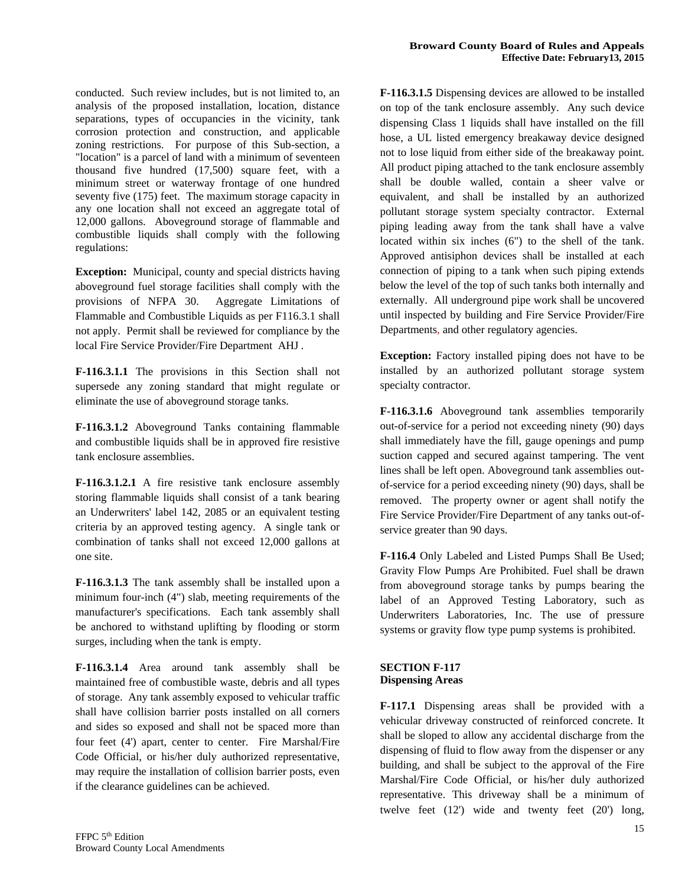conducted. Such review includes, but is not limited to, an analysis of the proposed installation, location, distance separations, types of occupancies in the vicinity, tank corrosion protection and construction, and applicable zoning restrictions. For purpose of this Sub-section, a "location" is a parcel of land with a minimum of seventeen thousand five hundred (17,500) square feet, with a minimum street or waterway frontage of one hundred seventy five (175) feet. The maximum storage capacity in any one location shall not exceed an aggregate total of 12,000 gallons. Aboveground storage of flammable and combustible liquids shall comply with the following regulations:

**Exception:** Municipal, county and special districts having aboveground fuel storage facilities shall comply with the provisions of NFPA 30. Aggregate Limitations of Flammable and Combustible Liquids as per F116.3.1 shall not apply. Permit shall be reviewed for compliance by the local Fire Service Provider/Fire Department AHJ .

**F-116.3.1.1** The provisions in this Section shall not supersede any zoning standard that might regulate or eliminate the use of aboveground storage tanks.

**F-116.3.1.2** Aboveground Tanks containing flammable and combustible liquids shall be in approved fire resistive tank enclosure assemblies.

**F-116.3.1.2.1** A fire resistive tank enclosure assembly storing flammable liquids shall consist of a tank bearing an Underwriters' label 142, 2085 or an equivalent testing criteria by an approved testing agency. A single tank or combination of tanks shall not exceed 12,000 gallons at one site.

**F-116.3.1.3** The tank assembly shall be installed upon a minimum four-inch (4") slab, meeting requirements of the manufacturer's specifications. Each tank assembly shall be anchored to withstand uplifting by flooding or storm surges, including when the tank is empty.

**F-116.3.1.4** Area around tank assembly shall be maintained free of combustible waste, debris and all types of storage. Any tank assembly exposed to vehicular traffic shall have collision barrier posts installed on all corners and sides so exposed and shall not be spaced more than four feet (4') apart, center to center. Fire Marshal/Fire Code Official, or his/her duly authorized representative, may require the installation of collision barrier posts, even if the clearance guidelines can be achieved.

**F-116.3.1.5** Dispensing devices are allowed to be installed on top of the tank enclosure assembly. Any such device dispensing Class 1 liquids shall have installed on the fill hose, a UL listed emergency breakaway device designed not to lose liquid from either side of the breakaway point. All product piping attached to the tank enclosure assembly shall be double walled, contain a sheer valve or equivalent, and shall be installed by an authorized pollutant storage system specialty contractor. External piping leading away from the tank shall have a valve located within six inches (6") to the shell of the tank. Approved antisiphon devices shall be installed at each connection of piping to a tank when such piping extends below the level of the top of such tanks both internally and externally. All underground pipe work shall be uncovered until inspected by building and Fire Service Provider/Fire Departments, and other regulatory agencies.

**Exception:** Factory installed piping does not have to be installed by an authorized pollutant storage system specialty contractor.

**F-116.3.1.6** Aboveground tank assemblies temporarily out-of-service for a period not exceeding ninety (90) days shall immediately have the fill, gauge openings and pump suction capped and secured against tampering. The vent lines shall be left open. Aboveground tank assemblies out-of-service for a period exceeding ninety (90) days, shall be removed. The property owner or agent shall notify the Fire Service Provider/Fire Department of any tanks out-of-service greater than 90 days.

**F-116.4** Only Labeled and Listed Pumps Shall Be Used; Gravity Flow Pumps Are Prohibited. Fuel shall be drawn from aboveground storage tanks by pumps bearing the label of an Approved Testing Laboratory, such as Underwriters Laboratories, Inc. The use of pressure systems or gravity flow type pump systems is prohibited.

## SECTION F-117
## Dispensing Areas

**F-117.1** Dispensing areas shall be provided with a vehicular driveway constructed of reinforced concrete. It shall be sloped to allow any accidental discharge from the dispensing of fluid to flow away from the dispenser or any building, and shall be subject to the approval of the Fire Marshal/Fire Code Official, or his/her duly authorized representative. This driveway shall be a minimum of twelve feet (12') wide and twenty feet (20') long,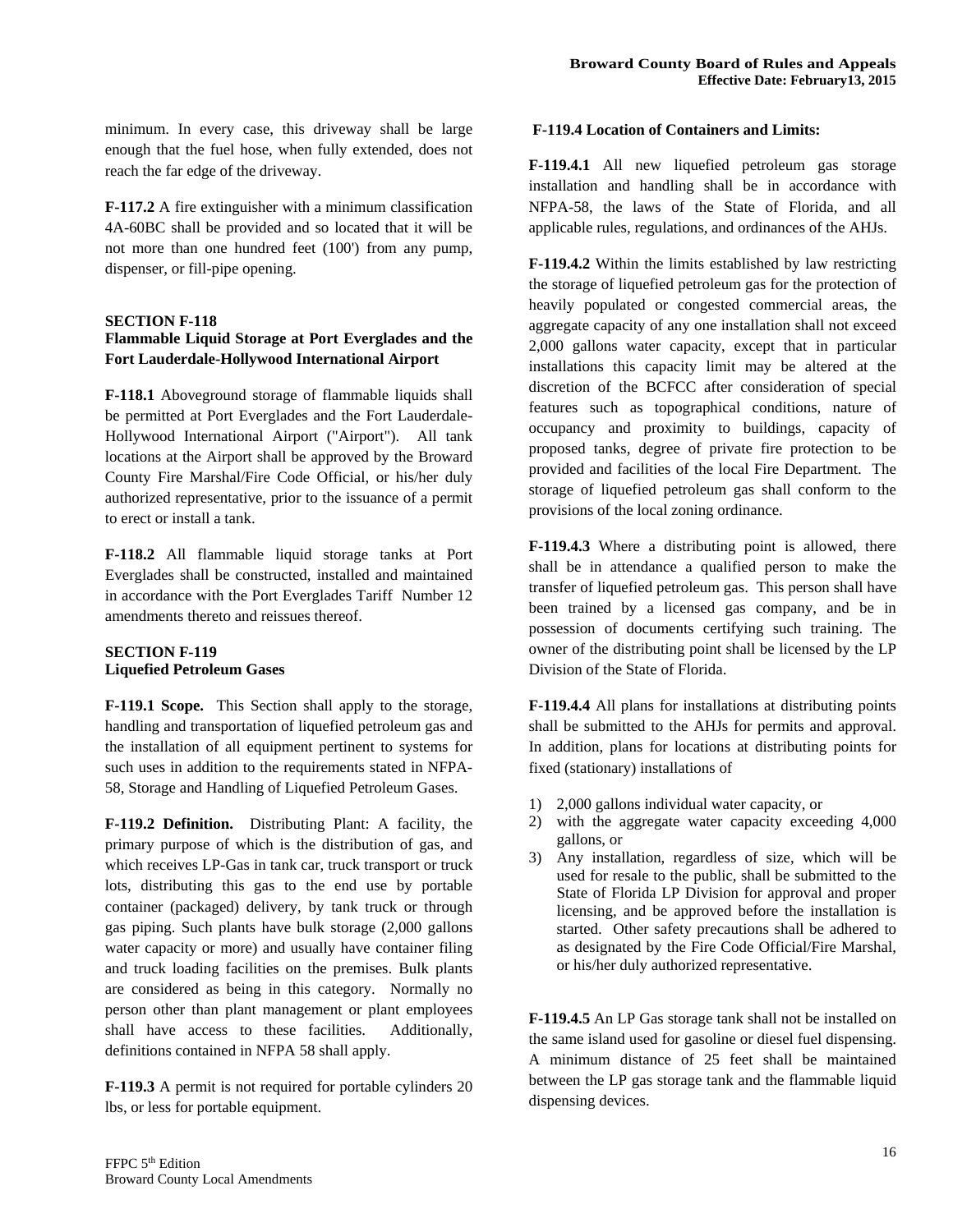minimum. In every case, this driveway shall be large enough that the fuel hose, when fully extended, does not reach the far edge of the driveway.

**F-117.2** A fire extinguisher with a minimum classification 4A-60BC shall be provided and so located that it will be not more than one hundred feet (100') from any pump, dispenser, or fill-pipe opening.

## SECTION F-118
## Flammable Liquid Storage at Port Everglades and the Fort Lauderdale-Hollywood International Airport

**F-118.1** Aboveground storage of flammable liquids shall be permitted at Port Everglades and the Fort Lauderdale-Hollywood International Airport ("Airport"). All tank locations at the Airport shall be approved by the Broward County Fire Marshal/Fire Code Official, or his/her duly authorized representative, prior to the issuance of a permit to erect or install a tank.

**F-118.2** All flammable liquid storage tanks at Port Everglades shall be constructed, installed and maintained in accordance with the Port Everglades Tariff Number 12 amendments thereto and reissues thereof.

## SECTION F-119
## Liquefied Petroleum Gases

**F-119.1 Scope.** This Section shall apply to the storage, handling and transportation of liquefied petroleum gas and the installation of all equipment pertinent to systems for such uses in addition to the requirements stated in NFPA-58, Storage and Handling of Liquefied Petroleum Gases.

**F-119.2 Definition.** Distributing Plant: A facility, the primary purpose of which is the distribution of gas, and which receives LP-Gas in tank car, truck transport or truck lots, distributing this gas to the end use by portable container (packaged) delivery, by tank truck or through gas piping. Such plants have bulk storage (2,000 gallons water capacity or more) and usually have container filing and truck loading facilities on the premises. Bulk plants are considered as being in this category. Normally no person other than plant management or plant employees shall have access to these facilities. Additionally, definitions contained in NFPA 58 shall apply.

**F-119.3** A permit is not required for portable cylinders 20 lbs, or less for portable equipment.

**F-119.4 Location of Containers and Limits:**

**F-119.4.1** All new liquefied petroleum gas storage installation and handling shall be in accordance with NFPA-58, the laws of the State of Florida, and all applicable rules, regulations, and ordinances of the AHJs.

**F-119.4.2** Within the limits established by law restricting the storage of liquefied petroleum gas for the protection of heavily populated or congested commercial areas, the aggregate capacity of any one installation shall not exceed 2,000 gallons water capacity, except that in particular installations this capacity limit may be altered at the discretion of the BCFCC after consideration of special features such as topographical conditions, nature of occupancy and proximity to buildings, capacity of proposed tanks, degree of private fire protection to be provided and facilities of the local Fire Department. The storage of liquefied petroleum gas shall conform to the provisions of the local zoning ordinance.

**F-119.4.3** Where a distributing point is allowed, there shall be in attendance a qualified person to make the transfer of liquefied petroleum gas. This person shall have been trained by a licensed gas company, and be in possession of documents certifying such training. The owner of the distributing point shall be licensed by the LP Division of the State of Florida.

**F-119.4.4** All plans for installations at distributing points shall be submitted to the AHJs for permits and approval. In addition, plans for locations at distributing points for fixed (stationary) installations of

1) 2,000 gallons individual water capacity, or
2) with the aggregate water capacity exceeding 4,000 gallons, or
3) Any installation, regardless of size, which will be used for resale to the public, shall be submitted to the State of Florida LP Division for approval and proper licensing, and be approved before the installation is started. Other safety precautions shall be adhered to as designated by the Fire Code Official/Fire Marshal, or his/her duly authorized representative.

**F-119.4.5** An LP Gas storage tank shall not be installed on the same island used for gasoline or diesel fuel dispensing. A minimum distance of 25 feet shall be maintained between the LP gas storage tank and the flammable liquid dispensing devices.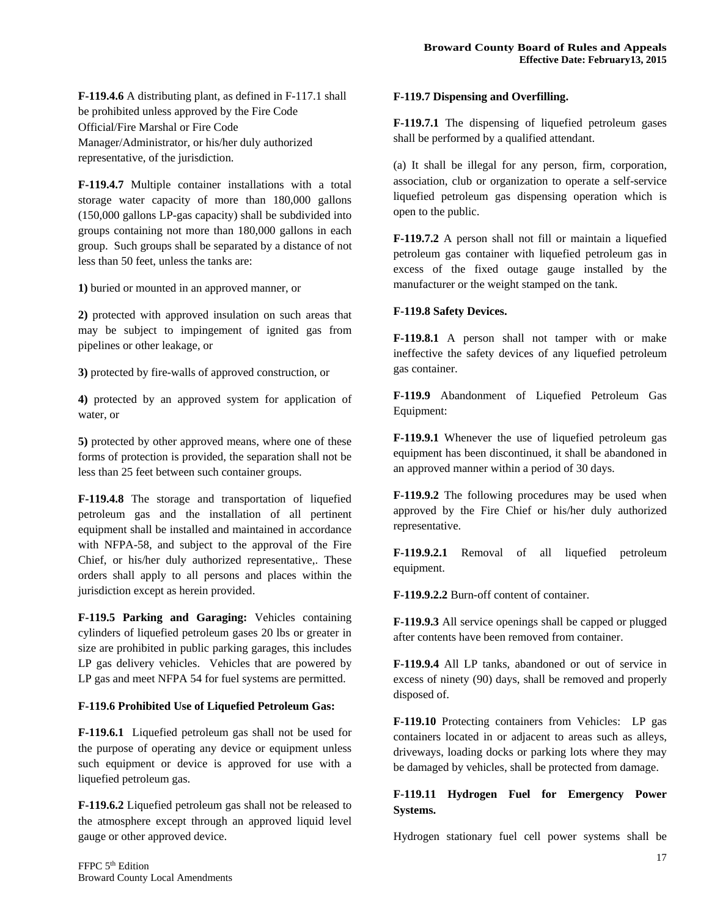**F-119.4.6** A distributing plant, as defined in F-117.1 shall be prohibited unless approved by the Fire Code Official/Fire Marshal or Fire Code Manager/Administrator, or his/her duly authorized representative, of the jurisdiction.

**F-119.4.7** Multiple container installations with a total storage water capacity of more than 180,000 gallons (150,000 gallons LP-gas capacity) shall be subdivided into groups containing not more than 180,000 gallons in each group. Such groups shall be separated by a distance of not less than 50 feet, unless the tanks are:

**1)** buried or mounted in an approved manner, or

**2)** protected with approved insulation on such areas that may be subject to impingement of ignited gas from pipelines or other leakage, or

**3)** protected by fire-walls of approved construction, or

**4)** protected by an approved system for application of water, or

**5)** protected by other approved means, where one of these forms of protection is provided, the separation shall not be less than 25 feet between such container groups.

**F-119.4.8** The storage and transportation of liquefied petroleum gas and the installation of all pertinent equipment shall be installed and maintained in accordance with NFPA-58, and subject to the approval of the Fire Chief, or his/her duly authorized representative,. These orders shall apply to all persons and places within the jurisdiction except as herein provided.

**F-119.5 Parking and Garaging:** Vehicles containing cylinders of liquefied petroleum gases 20 lbs or greater in size are prohibited in public parking garages, this includes LP gas delivery vehicles. Vehicles that are powered by LP gas and meet NFPA 54 for fuel systems are permitted.

**F-119.6 Prohibited Use of Liquefied Petroleum Gas:**

**F-119.6.1** Liquefied petroleum gas shall not be used for the purpose of operating any device or equipment unless such equipment or device is approved for use with a liquefied petroleum gas.

**F-119.6.2** Liquefied petroleum gas shall not be released to the atmosphere except through an approved liquid level gauge or other approved device.

**F-119.7 Dispensing and Overfilling.**

**F-119.7.1** The dispensing of liquefied petroleum gases shall be performed by a qualified attendant.

(a) It shall be illegal for any person, firm, corporation, association, club or organization to operate a self-service liquefied petroleum gas dispensing operation which is open to the public.

**F-119.7.2** A person shall not fill or maintain a liquefied petroleum gas container with liquefied petroleum gas in excess of the fixed outage gauge installed by the manufacturer or the weight stamped on the tank.

**F-119.8 Safety Devices.**

**F-119.8.1** A person shall not tamper with or make ineffective the safety devices of any liquefied petroleum gas container.

**F-119.9** Abandonment of Liquefied Petroleum Gas Equipment:

**F-119.9.1** Whenever the use of liquefied petroleum gas equipment has been discontinued, it shall be abandoned in an approved manner within a period of 30 days.

**F-119.9.2** The following procedures may be used when approved by the Fire Chief or his/her duly authorized representative.

**F-119.9.2.1** Removal of all liquefied petroleum equipment.

**F-119.9.2.2** Burn-off content of container.

**F-119.9.3** All service openings shall be capped or plugged after contents have been removed from container.

**F-119.9.4** All LP tanks, abandoned or out of service in excess of ninety (90) days, shall be removed and properly disposed of.

**F-119.10** Protecting containers from Vehicles: LP gas containers located in or adjacent to areas such as alleys, driveways, loading docks or parking lots where they may be damaged by vehicles, shall be protected from damage.

**F-119.11 Hydrogen Fuel for Emergency Power Systems.**

Hydrogen stationary fuel cell power systems shall be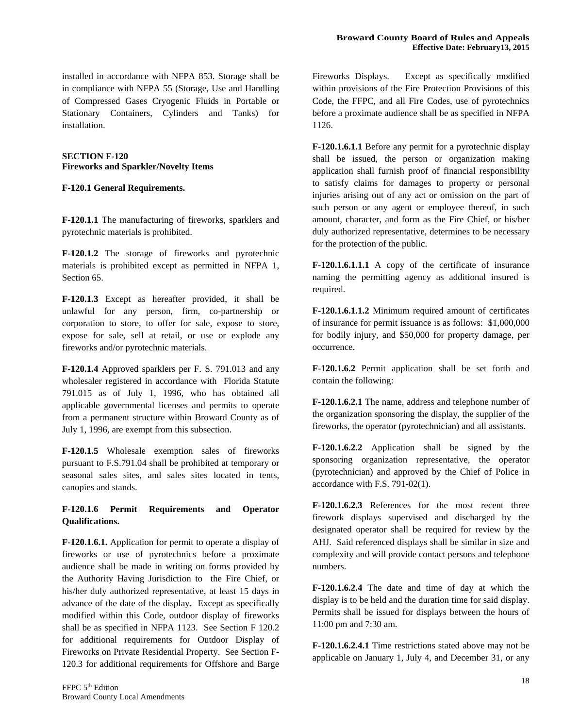installed in accordance with NFPA 853. Storage shall be in compliance with NFPA 55 (Storage, Use and Handling of Compressed Gases Cryogenic Fluids in Portable or Stationary Containers, Cylinders and Tanks) for installation.

## SECTION F-120
## Fireworks and Sparkler/Novelty Items

### F-120.1 General Requirements.

**F-120.1.1** The manufacturing of fireworks, sparklers and pyrotechnic materials is prohibited.

**F-120.1.2** The storage of fireworks and pyrotechnic materials is prohibited except as permitted in NFPA 1, Section 65.

**F-120.1.3** Except as hereafter provided, it shall be unlawful for any person, firm, co-partnership or corporation to store, to offer for sale, expose to store, expose for sale, sell at retail, or use or explode any fireworks and/or pyrotechnic materials.

**F-120.1.4** Approved sparklers per F. S. 791.013 and any wholesaler registered in accordance with Florida Statute 791.015 as of July 1, 1996, who has obtained all applicable governmental licenses and permits to operate from a permanent structure within Broward County as of July 1, 1996, are exempt from this subsection.

**F-120.1.5** Wholesale exemption sales of fireworks pursuant to F.S.791.04 shall be prohibited at temporary or seasonal sales sites, and sales sites located in tents, canopies and stands.

### F-120.1.6 Permit Requirements and Operator Qualifications.

**F-120.1.6.1.** Application for permit to operate a display of fireworks or use of pyrotechnics before a proximate audience shall be made in writing on forms provided by the Authority Having Jurisdiction to the Fire Chief, or his/her duly authorized representative, at least 15 days in advance of the date of the display. Except as specifically modified within this Code, outdoor display of fireworks shall be as specified in NFPA 1123. See Section F 120.2 for additional requirements for Outdoor Display of Fireworks on Private Residential Property. See Section F-120.3 for additional requirements for Offshore and Barge Fireworks Displays. Except as specifically modified within provisions of the Fire Protection Provisions of this Code, the FFPC, and all Fire Codes, use of pyrotechnics before a proximate audience shall be as specified in NFPA 1126.

**F-120.1.6.1.1** Before any permit for a pyrotechnic display shall be issued, the person or organization making application shall furnish proof of financial responsibility to satisfy claims for damages to property or personal injuries arising out of any act or omission on the part of such person or any agent or employee thereof, in such amount, character, and form as the Fire Chief, or his/her duly authorized representative, determines to be necessary for the protection of the public.

**F-120.1.6.1.1.1** A copy of the certificate of insurance naming the permitting agency as additional insured is required.

**F-120.1.6.1.1.2** Minimum required amount of certificates of insurance for permit issuance is as follows: $1,000,000 for bodily injury, and $50,000 for property damage, per occurrence.

**F-120.1.6.2** Permit application shall be set forth and contain the following:

**F-120.1.6.2.1** The name, address and telephone number of the organization sponsoring the display, the supplier of the fireworks, the operator (pyrotechnician) and all assistants.

**F-120.1.6.2.2** Application shall be signed by the sponsoring organization representative, the operator (pyrotechnician) and approved by the Chief of Police in accordance with F.S. 791-02(1).

**F-120.1.6.2.3** References for the most recent three firework displays supervised and discharged by the designated operator shall be required for review by the AHJ. Said referenced displays shall be similar in size and complexity and will provide contact persons and telephone numbers.

**F-120.1.6.2.4** The date and time of day at which the display is to be held and the duration time for said display. Permits shall be issued for displays between the hours of 11:00 pm and 7:30 am.

**F-120.1.6.2.4.1** Time restrictions stated above may not be applicable on January 1, July 4, and December 31, or any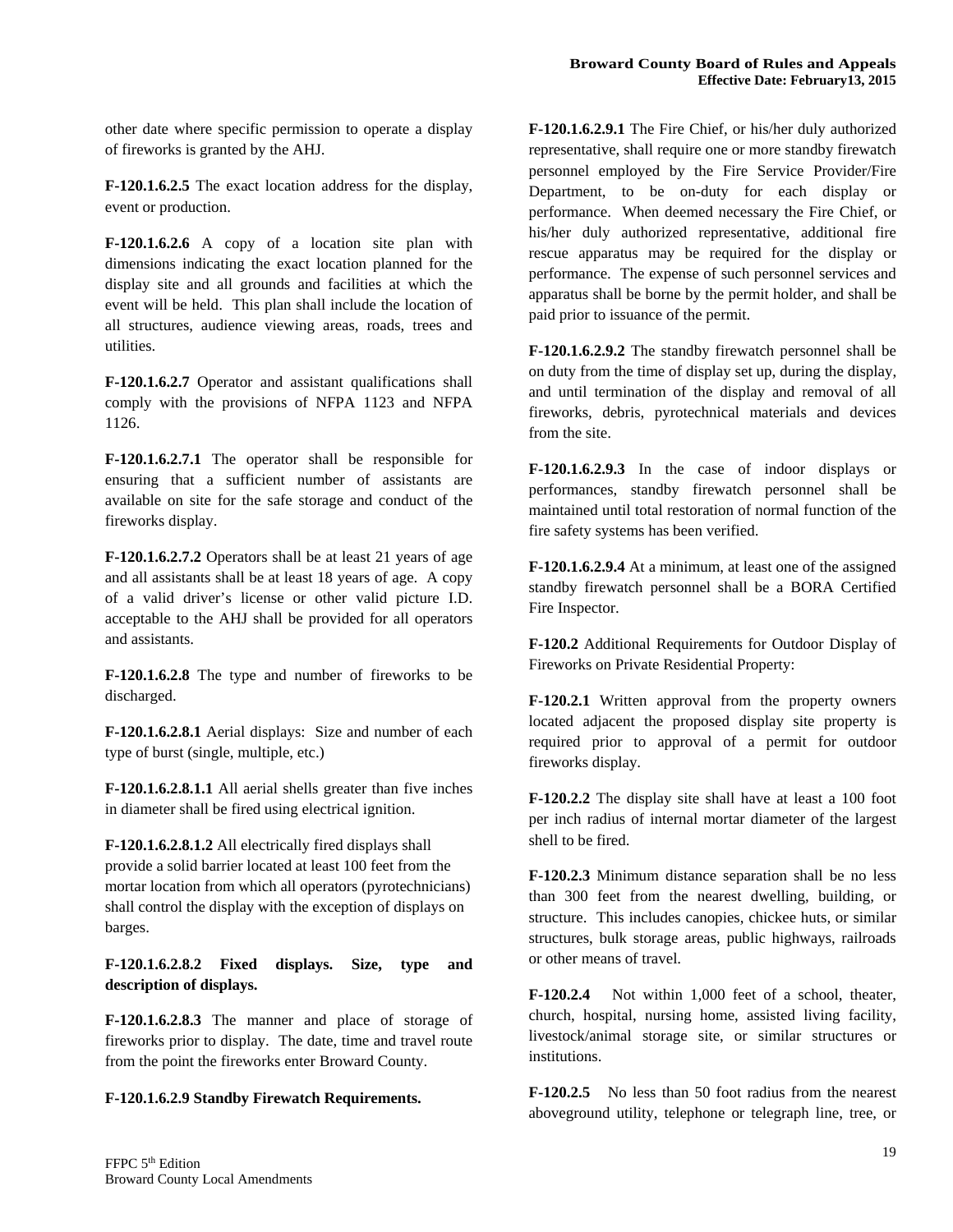other date where specific permission to operate a display of fireworks is granted by the AHJ.

**F-120.1.6.2.5** The exact location address for the display, event or production.

**F-120.1.6.2.6** A copy of a location site plan with dimensions indicating the exact location planned for the display site and all grounds and facilities at which the event will be held. This plan shall include the location of all structures, audience viewing areas, roads, trees and utilities.

**F-120.1.6.2.7** Operator and assistant qualifications shall comply with the provisions of NFPA 1123 and NFPA 1126.

**F-120.1.6.2.7.1** The operator shall be responsible for ensuring that a sufficient number of assistants are available on site for the safe storage and conduct of the fireworks display.

**F-120.1.6.2.7.2** Operators shall be at least 21 years of age and all assistants shall be at least 18 years of age. A copy of a valid driver's license or other valid picture I.D. acceptable to the AHJ shall be provided for all operators and assistants.

**F-120.1.6.2.8** The type and number of fireworks to be discharged.

**F-120.1.6.2.8.1** Aerial displays: Size and number of each type of burst (single, multiple, etc.)

**F-120.1.6.2.8.1.1** All aerial shells greater than five inches in diameter shall be fired using electrical ignition.

**F-120.1.6.2.8.1.2** All electrically fired displays shall provide a solid barrier located at least 100 feet from the mortar location from which all operators (pyrotechnicians) shall control the display with the exception of displays on barges.

**F-120.1.6.2.8.2 Fixed displays. Size, type and description of displays.**

**F-120.1.6.2.8.3** The manner and place of storage of fireworks prior to display. The date, time and travel route from the point the fireworks enter Broward County.

**F-120.1.6.2.9 Standby Firewatch Requirements.**

**F-120.1.6.2.9.1** The Fire Chief, or his/her duly authorized representative, shall require one or more standby firewatch personnel employed by the Fire Service Provider/Fire Department, to be on-duty for each display or performance. When deemed necessary the Fire Chief, or his/her duly authorized representative, additional fire rescue apparatus may be required for the display or performance. The expense of such personnel services and apparatus shall be borne by the permit holder, and shall be paid prior to issuance of the permit.

**F-120.1.6.2.9.2** The standby firewatch personnel shall be on duty from the time of display set up, during the display, and until termination of the display and removal of all fireworks, debris, pyrotechnical materials and devices from the site.

**F-120.1.6.2.9.3** In the case of indoor displays or performances, standby firewatch personnel shall be maintained until total restoration of normal function of the fire safety systems has been verified.

**F-120.1.6.2.9.4** At a minimum, at least one of the assigned standby firewatch personnel shall be a BORA Certified Fire Inspector.

**F-120.2** Additional Requirements for Outdoor Display of Fireworks on Private Residential Property:

**F-120.2.1** Written approval from the property owners located adjacent the proposed display site property is required prior to approval of a permit for outdoor fireworks display.

**F-120.2.2** The display site shall have at least a 100 foot per inch radius of internal mortar diameter of the largest shell to be fired.

**F-120.2.3** Minimum distance separation shall be no less than 300 feet from the nearest dwelling, building, or structure. This includes canopies, chickee huts, or similar structures, bulk storage areas, public highways, railroads or other means of travel.

**F-120.2.4** Not within 1,000 feet of a school, theater, church, hospital, nursing home, assisted living facility, livestock/animal storage site, or similar structures or institutions.

**F-120.2.5** No less than 50 foot radius from the nearest aboveground utility, telephone or telegraph line, tree, or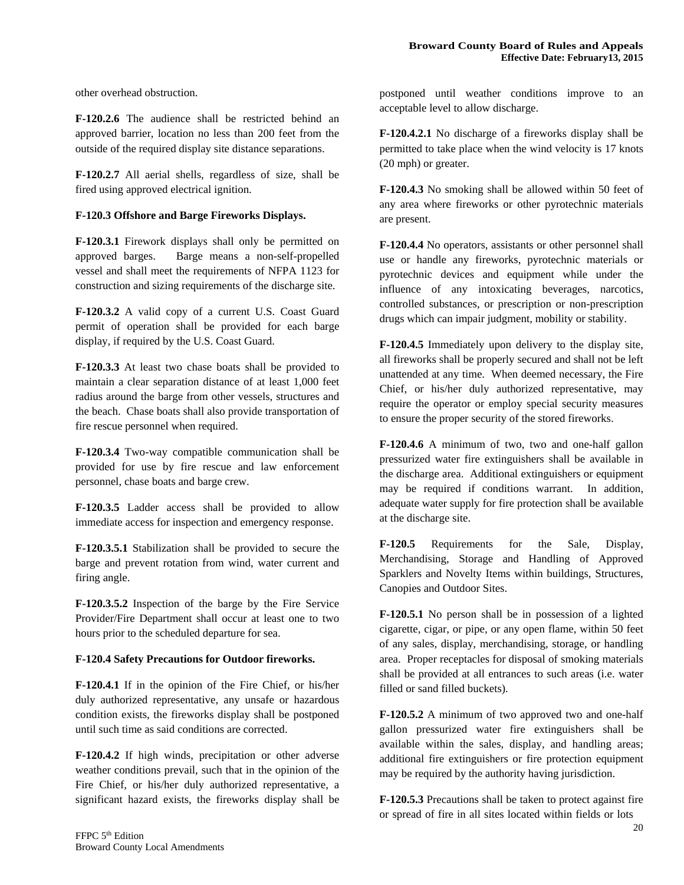other overhead obstruction.

**F-120.2.6** The audience shall be restricted behind an approved barrier, location no less than 200 feet from the outside of the required display site distance separations.

**F-120.2.7** All aerial shells, regardless of size, shall be fired using approved electrical ignition.

**F-120.3 Offshore and Barge Fireworks Displays.**

**F-120.3.1** Firework displays shall only be permitted on approved barges. Barge means a non-self-propelled vessel and shall meet the requirements of NFPA 1123 for construction and sizing requirements of the discharge site.

**F-120.3.2** A valid copy of a current U.S. Coast Guard permit of operation shall be provided for each barge display, if required by the U.S. Coast Guard.

**F-120.3.3** At least two chase boats shall be provided to maintain a clear separation distance of at least 1,000 feet radius around the barge from other vessels, structures and the beach. Chase boats shall also provide transportation of fire rescue personnel when required.

**F-120.3.4** Two-way compatible communication shall be provided for use by fire rescue and law enforcement personnel, chase boats and barge crew.

**F-120.3.5** Ladder access shall be provided to allow immediate access for inspection and emergency response.

**F-120.3.5.1** Stabilization shall be provided to secure the barge and prevent rotation from wind, water current and firing angle.

**F-120.3.5.2** Inspection of the barge by the Fire Service Provider/Fire Department shall occur at least one to two hours prior to the scheduled departure for sea.

**F-120.4 Safety Precautions for Outdoor fireworks.**

**F-120.4.1** If in the opinion of the Fire Chief, or his/her duly authorized representative, any unsafe or hazardous condition exists, the fireworks display shall be postponed until such time as said conditions are corrected.

**F-120.4.2** If high winds, precipitation or other adverse weather conditions prevail, such that in the opinion of the Fire Chief, or his/her duly authorized representative, a significant hazard exists, the fireworks display shall be postponed until weather conditions improve to an acceptable level to allow discharge.

**F-120.4.2.1** No discharge of a fireworks display shall be permitted to take place when the wind velocity is 17 knots (20 mph) or greater.

**F-120.4.3** No smoking shall be allowed within 50 feet of any area where fireworks or other pyrotechnic materials are present.

**F-120.4.4** No operators, assistants or other personnel shall use or handle any fireworks, pyrotechnic materials or pyrotechnic devices and equipment while under the influence of any intoxicating beverages, narcotics, controlled substances, or prescription or non-prescription drugs which can impair judgment, mobility or stability.

**F-120.4.5** Immediately upon delivery to the display site, all fireworks shall be properly secured and shall not be left unattended at any time. When deemed necessary, the Fire Chief, or his/her duly authorized representative, may require the operator or employ special security measures to ensure the proper security of the stored fireworks.

**F-120.4.6** A minimum of two, two and one-half gallon pressurized water fire extinguishers shall be available in the discharge area. Additional extinguishers or equipment may be required if conditions warrant. In addition, adequate water supply for fire protection shall be available at the discharge site.

**F-120.5** Requirements for the Sale, Display, Merchandising, Storage and Handling of Approved Sparklers and Novelty Items within buildings, Structures, Canopies and Outdoor Sites.

**F-120.5.1** No person shall be in possession of a lighted cigarette, cigar, or pipe, or any open flame, within 50 feet of any sales, display, merchandising, storage, or handling area. Proper receptacles for disposal of smoking materials shall be provided at all entrances to such areas (i.e. water filled or sand filled buckets).

**F-120.5.2** A minimum of two approved two and one-half gallon pressurized water fire extinguishers shall be available within the sales, display, and handling areas; additional fire extinguishers or fire protection equipment may be required by the authority having jurisdiction.

**F-120.5.3** Precautions shall be taken to protect against fire or spread of fire in all sites located within fields or lots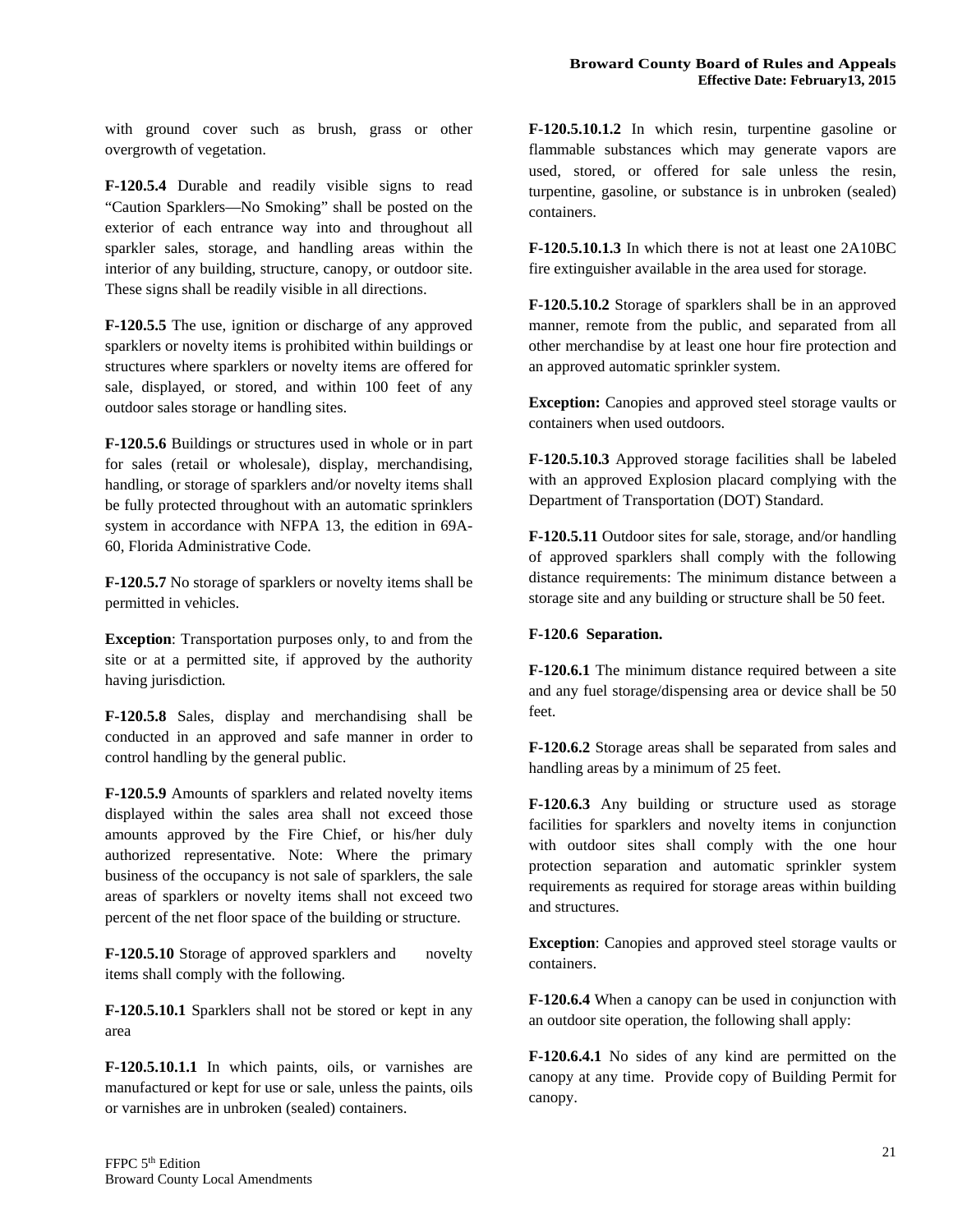with ground cover such as brush, grass or other overgrowth of vegetation.

**F-120.5.4** Durable and readily visible signs to read “Caution Sparklers—No Smoking” shall be posted on the exterior of each entrance way into and throughout all sparkler sales, storage, and handling areas within the interior of any building, structure, canopy, or outdoor site. These signs shall be readily visible in all directions.

**F-120.5.5** The use, ignition or discharge of any approved sparklers or novelty items is prohibited within buildings or structures where sparklers or novelty items are offered for sale, displayed, or stored, and within 100 feet of any outdoor sales storage or handling sites.

**F-120.5.6** Buildings or structures used in whole or in part for sales (retail or wholesale), display, merchandising, handling, or storage of sparklers and/or novelty items shall be fully protected throughout with an automatic sprinklers system in accordance with NFPA 13, the edition in 69A-60, Florida Administrative Code.

**F-120.5.7** No storage of sparklers or novelty items shall be permitted in vehicles.

**Exception**: Transportation purposes only, to and from the site or at a permitted site, if approved by the authority having jurisdiction.

**F-120.5.8** Sales, display and merchandising shall be conducted in an approved and safe manner in order to control handling by the general public.

**F-120.5.9** Amounts of sparklers and related novelty items displayed within the sales area shall not exceed those amounts approved by the Fire Chief, or his/her duly authorized representative. Note: Where the primary business of the occupancy is not sale of sparklers, the sale areas of sparklers or novelty items shall not exceed two percent of the net floor space of the building or structure.

**F-120.5.10** Storage of approved sparklers and novelty items shall comply with the following.

**F-120.5.10.1** Sparklers shall not be stored or kept in any area

**F-120.5.10.1.1** In which paints, oils, or varnishes are manufactured or kept for use or sale, unless the paints, oils or varnishes are in unbroken (sealed) containers.

**F-120.5.10.1.2** In which resin, turpentine gasoline or flammable substances which may generate vapors are used, stored, or offered for sale unless the resin, turpentine, gasoline, or substance is in unbroken (sealed) containers.

**F-120.5.10.1.3** In which there is not at least one 2A10BC fire extinguisher available in the area used for storage.

**F-120.5.10.2** Storage of sparklers shall be in an approved manner, remote from the public, and separated from all other merchandise by at least one hour fire protection and an approved automatic sprinkler system.

**Exception:** Canopies and approved steel storage vaults or containers when used outdoors.

**F-120.5.10.3** Approved storage facilities shall be labeled with an approved Explosion placard complying with the Department of Transportation (DOT) Standard.

**F-120.5.11** Outdoor sites for sale, storage, and/or handling of approved sparklers shall comply with the following distance requirements: The minimum distance between a storage site and any building or structure shall be 50 feet.

**F-120.6 Separation.**

**F-120.6.1** The minimum distance required between a site and any fuel storage/dispensing area or device shall be 50 feet.

**F-120.6.2** Storage areas shall be separated from sales and handling areas by a minimum of 25 feet.

**F-120.6.3** Any building or structure used as storage facilities for sparklers and novelty items in conjunction with outdoor sites shall comply with the one hour protection separation and automatic sprinkler system requirements as required for storage areas within building and structures.

**Exception**: Canopies and approved steel storage vaults or containers.

**F-120.6.4** When a canopy can be used in conjunction with an outdoor site operation, the following shall apply:

**F-120.6.4.1** No sides of any kind are permitted on the canopy at any time. Provide copy of Building Permit for canopy.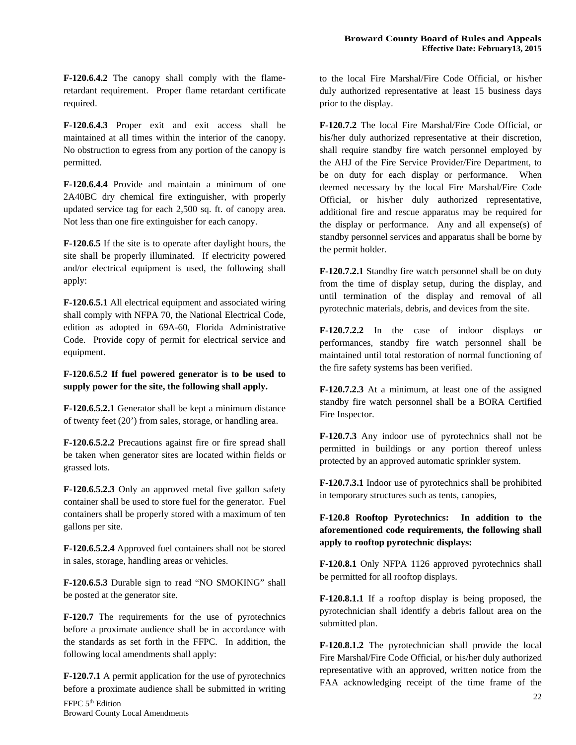**F-120.6.4.2** The canopy shall comply with the flame-retardant requirement. Proper flame retardant certificate required.

**F-120.6.4.3** Proper exit and exit access shall be maintained at all times within the interior of the canopy. No obstruction to egress from any portion of the canopy is permitted.

**F-120.6.4.4** Provide and maintain a minimum of one 2A40BC dry chemical fire extinguisher, with properly updated service tag for each 2,500 sq. ft. of canopy area. Not less than one fire extinguisher for each canopy.

**F-120.6.5** If the site is to operate after daylight hours, the site shall be properly illuminated. If electricity powered and/or electrical equipment is used, the following shall apply:

**F-120.6.5.1** All electrical equipment and associated wiring shall comply with NFPA 70, the National Electrical Code, edition as adopted in 69A-60, Florida Administrative Code. Provide copy of permit for electrical service and equipment.

**F-120.6.5.2 If fuel powered generator is to be used to supply power for the site, the following shall apply.**

**F-120.6.5.2.1** Generator shall be kept a minimum distance of twenty feet (20’) from sales, storage, or handling area.

**F-120.6.5.2.2** Precautions against fire or fire spread shall be taken when generator sites are located within fields or grassed lots.

**F-120.6.5.2.3** Only an approved metal five gallon safety container shall be used to store fuel for the generator. Fuel containers shall be properly stored with a maximum of ten gallons per site.

**F-120.6.5.2.4** Approved fuel containers shall not be stored in sales, storage, handling areas or vehicles.

**F-120.6.5.3** Durable sign to read “NO SMOKING” shall be posted at the generator site.

**F-120.7** The requirements for the use of pyrotechnics before a proximate audience shall be in accordance with the standards as set forth in the FFPC. In addition, the following local amendments shall apply:

**F-120.7.1** A permit application for the use of pyrotechnics before a proximate audience shall be submitted in writing to the local Fire Marshal/Fire Code Official, or his/her duly authorized representative at least 15 business days prior to the display.

**F-120.7.2** The local Fire Marshal/Fire Code Official, or his/her duly authorized representative at their discretion, shall require standby fire watch personnel employed by the AHJ of the Fire Service Provider/Fire Department, to be on duty for each display or performance. When deemed necessary by the local Fire Marshal/Fire Code Official, or his/her duly authorized representative, additional fire and rescue apparatus may be required for the display or performance. Any and all expense(s) of standby personnel services and apparatus shall be borne by the permit holder.

**F-120.7.2.1** Standby fire watch personnel shall be on duty from the time of display setup, during the display, and until termination of the display and removal of all pyrotechnic materials, debris, and devices from the site.

**F-120.7.2.2** In the case of indoor displays or performances, standby fire watch personnel shall be maintained until total restoration of normal functioning of the fire safety systems has been verified.

**F-120.7.2.3** At a minimum, at least one of the assigned standby fire watch personnel shall be a BORA Certified Fire Inspector.

**F-120.7.3** Any indoor use of pyrotechnics shall not be permitted in buildings or any portion thereof unless protected by an approved automatic sprinkler system.

**F-120.7.3.1** Indoor use of pyrotechnics shall be prohibited in temporary structures such as tents, canopies,

**F-120.8 Rooftop Pyrotechnics: In addition to the aforementioned code requirements, the following shall apply to rooftop pyrotechnic displays:**

**F-120.8.1** Only NFPA 1126 approved pyrotechnics shall be permitted for all rooftop displays.

**F-120.8.1.1** If a rooftop display is being proposed, the pyrotechnician shall identify a debris fallout area on the submitted plan.

**F-120.8.1.2** The pyrotechnician shall provide the local Fire Marshal/Fire Code Official, or his/her duly authorized representative with an approved, written notice from the FAA acknowledging receipt of the time frame of the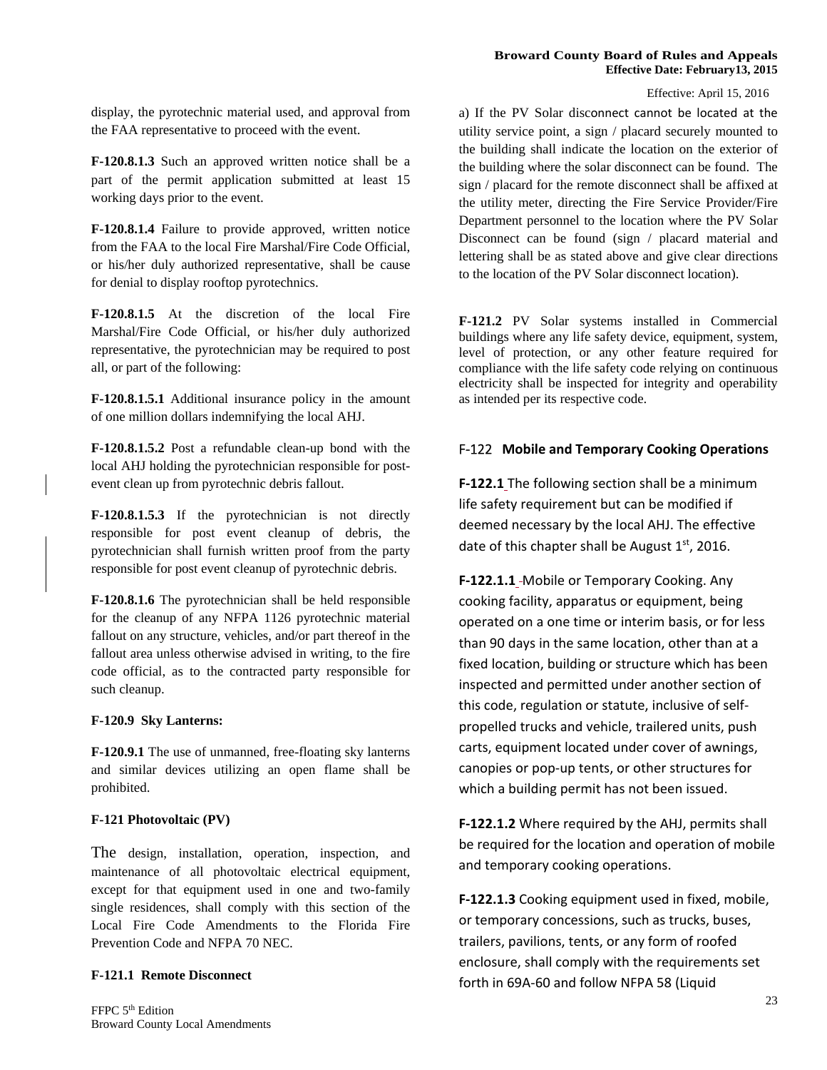display, the pyrotechnic material used, and approval from the FAA representative to proceed with the event.

**F-120.8.1.3** Such an approved written notice shall be a part of the permit application submitted at least 15 working days prior to the event.

**F-120.8.1.4** Failure to provide approved, written notice from the FAA to the local Fire Marshal/Fire Code Official, or his/her duly authorized representative, shall be cause for denial to display rooftop pyrotechnics.

**F-120.8.1.5** At the discretion of the local Fire Marshal/Fire Code Official, or his/her duly authorized representative, the pyrotechnician may be required to post all, or part of the following:

**F-120.8.1.5.1** Additional insurance policy in the amount of one million dollars indemnifying the local AHJ.

**F-120.8.1.5.2** Post a refundable clean-up bond with the local AHJ holding the pyrotechnician responsible for post-event clean up from pyrotechnic debris fallout.

**F-120.8.1.5.3** If the pyrotechnician is not directly responsible for post event cleanup of debris, the pyrotechnician shall furnish written proof from the party responsible for post event cleanup of pyrotechnic debris.

**F-120.8.1.6** The pyrotechnician shall be held responsible for the cleanup of any NFPA 1126 pyrotechnic material fallout on any structure, vehicles, and/or part thereof in the fallout area unless otherwise advised in writing, to the fire code official, as to the contracted party responsible for such cleanup.

**F-120.9 Sky Lanterns:**

**F-120.9.1** The use of unmanned, free-floating sky lanterns and similar devices utilizing an open flame shall be prohibited.

**F-121 Photovoltaic (PV)**

The design, installation, operation, inspection, and maintenance of all photovoltaic electrical equipment, except for that equipment used in one and two-family single residences, shall comply with this section of the Local Fire Code Amendments to the Florida Fire Prevention Code and NFPA 70 NEC.

**F-121.1 Remote Disconnect**

a) If the PV Solar disconnect cannot be located at the utility service point, a sign / placard securely mounted to the building shall indicate the location on the exterior of the building where the solar disconnect can be found. The sign / placard for the remote disconnect shall be affixed at the utility meter, directing the Fire Service Provider/Fire Department personnel to the location where the PV Solar Disconnect can be found (sign / placard material and lettering shall be as stated above and give clear directions to the location of the PV Solar disconnect location).

**F-121.2** PV Solar systems installed in Commercial buildings where any life safety device, equipment, system, level of protection, or any other feature required for compliance with the life safety code relying on continuous electricity shall be inspected for integrity and operability as intended per its respective code.

F-122 **Mobile and Temporary Cooking Operations**

**F-122.1** The following section shall be a minimum life safety requirement but can be modified if deemed necessary by the local AHJ. The effective date of this chapter shall be August 1st, 2016.

**F-122.1.1** Mobile or Temporary Cooking. Any cooking facility, apparatus or equipment, being operated on a one time or interim basis, or for less than 90 days in the same location, other than at a fixed location, building or structure which has been inspected and permitted under another section of this code, regulation or statute, inclusive of self-propelled trucks and vehicle, trailered units, push carts, equipment located under cover of awnings, canopies or pop-up tents, or other structures for which a building permit has not been issued.

**F-122.1.2** Where required by the AHJ, permits shall be required for the location and operation of mobile and temporary cooking operations.

**F-122.1.3** Cooking equipment used in fixed, mobile, or temporary concessions, such as trucks, buses, trailers, pavilions, tents, or any form of roofed enclosure, shall comply with the requirements set forth in 69A-60 and follow NFPA 58 (Liquid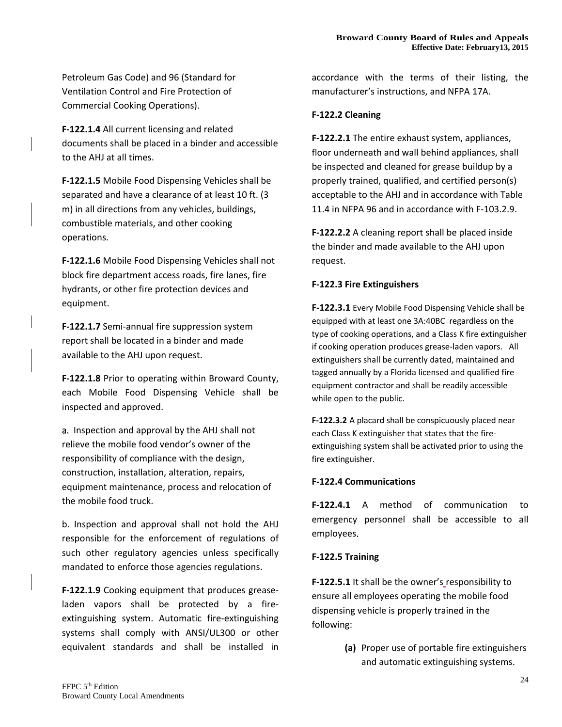Petroleum Gas Code) and 96 (Standard for Ventilation Control and Fire Protection of Commercial Cooking Operations).

**F-122.1.4** All current licensing and related documents shall be placed in a binder and accessible to the AHJ at all times.

**F-122.1.5** Mobile Food Dispensing Vehicles shall be separated and have a clearance of at least 10 ft. (3 m) in all directions from any vehicles, buildings, combustible materials, and other cooking operations.

**F-122.1.6** Mobile Food Dispensing Vehicles shall not block fire department access roads, fire lanes, fire hydrants, or other fire protection devices and equipment.

**F-122.1.7** Semi-annual fire suppression system report shall be located in a binder and made available to the AHJ upon request.

**F-122.1.8** Prior to operating within Broward County, each Mobile Food Dispensing Vehicle shall be inspected and approved.

a. Inspection and approval by the AHJ shall not relieve the mobile food vendor's owner of the responsibility of compliance with the design, construction, installation, alteration, repairs, equipment maintenance, process and relocation of the mobile food truck.

b. Inspection and approval shall not hold the AHJ responsible for the enforcement of regulations of such other regulatory agencies unless specifically mandated to enforce those agencies regulations.

**F-122.1.9** Cooking equipment that produces grease-laden vapors shall be protected by a fire-extinguishing system. Automatic fire-extinguishing systems shall comply with ANSI/UL300 or other equivalent standards and shall be installed in accordance with the terms of their listing, the manufacturer's instructions, and NFPA 17A.

**F-122.2 Cleaning**

**F-122.2.1** The entire exhaust system, appliances, floor underneath and wall behind appliances, shall be inspected and cleaned for grease buildup by a properly trained, qualified, and certified person(s) acceptable to the AHJ and in accordance with Table 11.4 in NFPA 96 and in accordance with F-103.2.9.

**F-122.2.2** A cleaning report shall be placed inside the binder and made available to the AHJ upon request.

**F-122.3 Fire Extinguishers**

**F-122.3.1** Every Mobile Food Dispensing Vehicle shall be equipped with at least one 3A:40BC regardless on the type of cooking operations, and a Class K fire extinguisher if cooking operation produces grease-laden vapors. All extinguishers shall be currently dated, maintained and tagged annually by a Florida licensed and qualified fire equipment contractor and shall be readily accessible while open to the public.

**F-122.3.2** A placard shall be conspicuously placed near each Class K extinguisher that states that the fire-extinguishing system shall be activated prior to using the fire extinguisher.

**F-122.4 Communications**

**F-122.4.1** A method of communication to emergency personnel shall be accessible to all employees.

**F-122.5 Training**

**F-122.5.1** It shall be the owner's responsibility to ensure all employees operating the mobile food dispensing vehicle is properly trained in the following:

**(a)** Proper use of portable fire extinguishers and automatic extinguishing systems.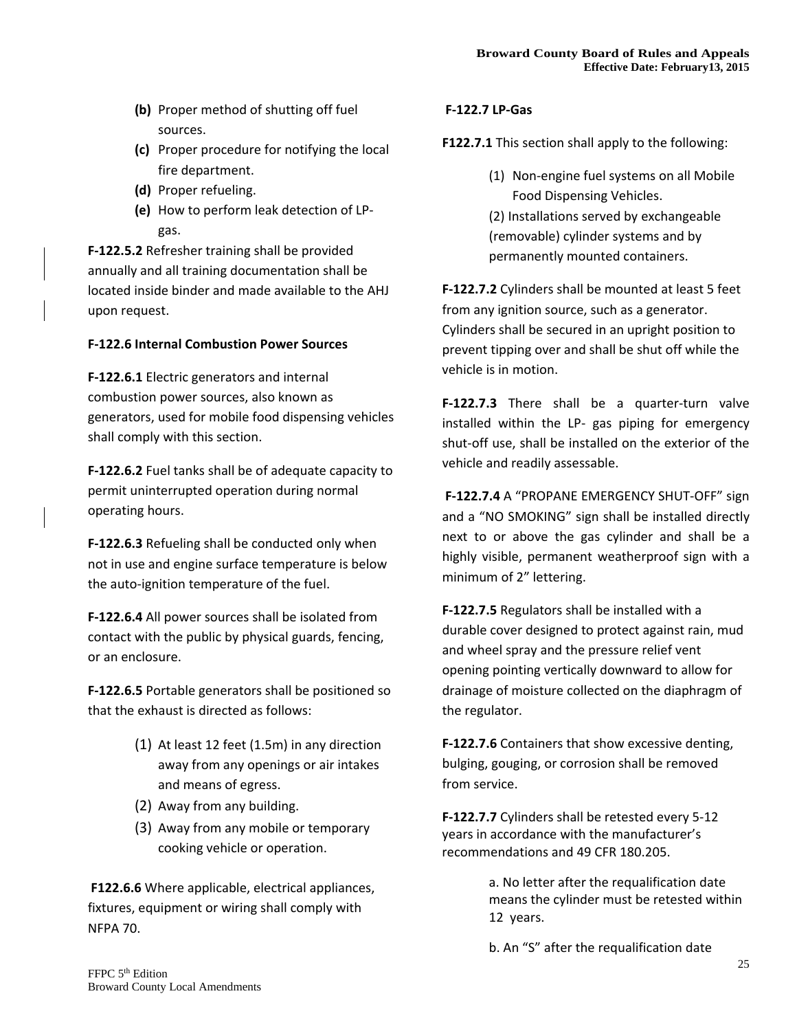(b) Proper method of shutting off fuel sources.
(c) Proper procedure for notifying the local fire department.
(d) Proper refueling.
(e) How to perform leak detection of LP-gas.

**F-122.5.2** Refresher training shall be provided annually and all training documentation shall be located inside binder and made available to the AHJ upon request.

**F-122.6 Internal Combustion Power Sources**

**F-122.6.1** Electric generators and internal combustion power sources, also known as generators, used for mobile food dispensing vehicles shall comply with this section.

**F-122.6.2** Fuel tanks shall be of adequate capacity to permit uninterrupted operation during normal operating hours.

**F-122.6.3** Refueling shall be conducted only when not in use and engine surface temperature is below the auto-ignition temperature of the fuel.

**F-122.6.4** All power sources shall be isolated from contact with the public by physical guards, fencing, or an enclosure.

**F-122.6.5** Portable generators shall be positioned so that the exhaust is directed as follows:

(1) At least 12 feet (1.5m) in any direction away from any openings or air intakes and means of egress.
(2) Away from any building.
(3) Away from any mobile or temporary cooking vehicle or operation.

**F122.6.6** Where applicable, electrical appliances, fixtures, equipment or wiring shall comply with NFPA 70.

**F-122.7 LP-Gas**

**F122.7.1** This section shall apply to the following:

(1) Non-engine fuel systems on all Mobile Food Dispensing Vehicles.
(2) Installations served by exchangeable (removable) cylinder systems and by permanently mounted containers.

**F-122.7.2** Cylinders shall be mounted at least 5 feet from any ignition source, such as a generator. Cylinders shall be secured in an upright position to prevent tipping over and shall be shut off while the vehicle is in motion.

**F-122.7.3** There shall be a quarter-turn valve installed within the LP- gas piping for emergency shut-off use, shall be installed on the exterior of the vehicle and readily assessable.

**F-122.7.4** A "PROPANE EMERGENCY SHUT-OFF" sign and a "NO SMOKING" sign shall be installed directly next to or above the gas cylinder and shall be a highly visible, permanent weatherproof sign with a minimum of 2" lettering.

**F-122.7.5** Regulators shall be installed with a durable cover designed to protect against rain, mud and wheel spray and the pressure relief vent opening pointing vertically downward to allow for drainage of moisture collected on the diaphragm of the regulator.

**F-122.7.6** Containers that show excessive denting, bulging, gouging, or corrosion shall be removed from service.

**F-122.7.7** Cylinders shall be retested every 5-12 years in accordance with the manufacturer's recommendations and 49 CFR 180.205.

a. No letter after the requalification date means the cylinder must be retested within 12 years.

b. An "S" after the requalification date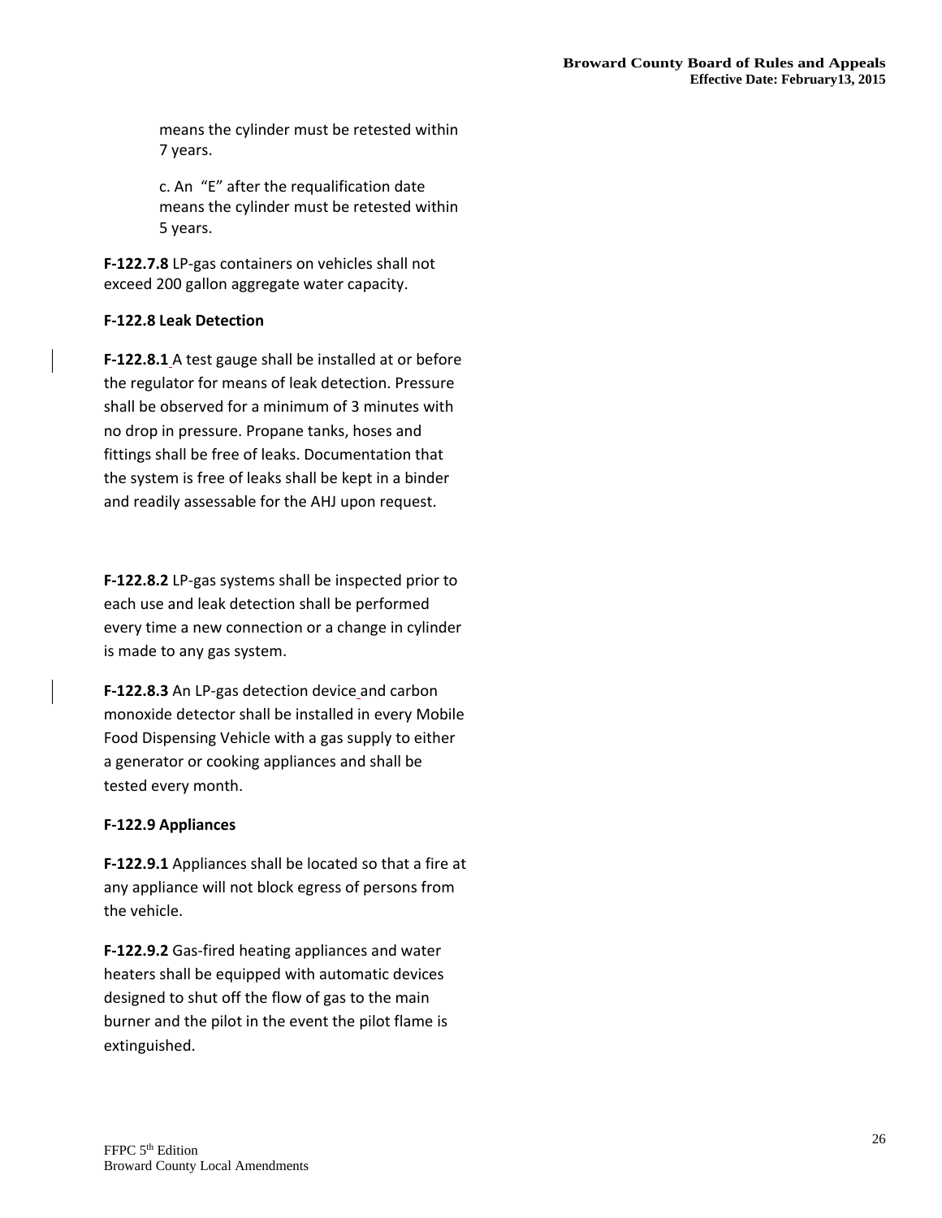means the cylinder must be retested within 7 years.

c. An "E" after the requalification date means the cylinder must be retested within 5 years.

**F-122.7.8** LP-gas containers on vehicles shall not exceed 200 gallon aggregate water capacity.

**F-122.8 Leak Detection**

**F-122.8.1** A test gauge shall be installed at or before the regulator for means of leak detection. Pressure shall be observed for a minimum of 3 minutes with no drop in pressure. Propane tanks, hoses and fittings shall be free of leaks. Documentation that the system is free of leaks shall be kept in a binder and readily assessable for the AHJ upon request.

**F-122.8.2** LP-gas systems shall be inspected prior to each use and leak detection shall be performed every time a new connection or a change in cylinder is made to any gas system.

**F-122.8.3** An LP-gas detection device and carbon monoxide detector shall be installed in every Mobile Food Dispensing Vehicle with a gas supply to either a generator or cooking appliances and shall be tested every month.

**F-122.9 Appliances**

**F-122.9.1** Appliances shall be located so that a fire at any appliance will not block egress of persons from the vehicle.

**F-122.9.2** Gas-fired heating appliances and water heaters shall be equipped with automatic devices designed to shut off the flow of gas to the main burner and the pilot in the event the pilot flame is extinguished.